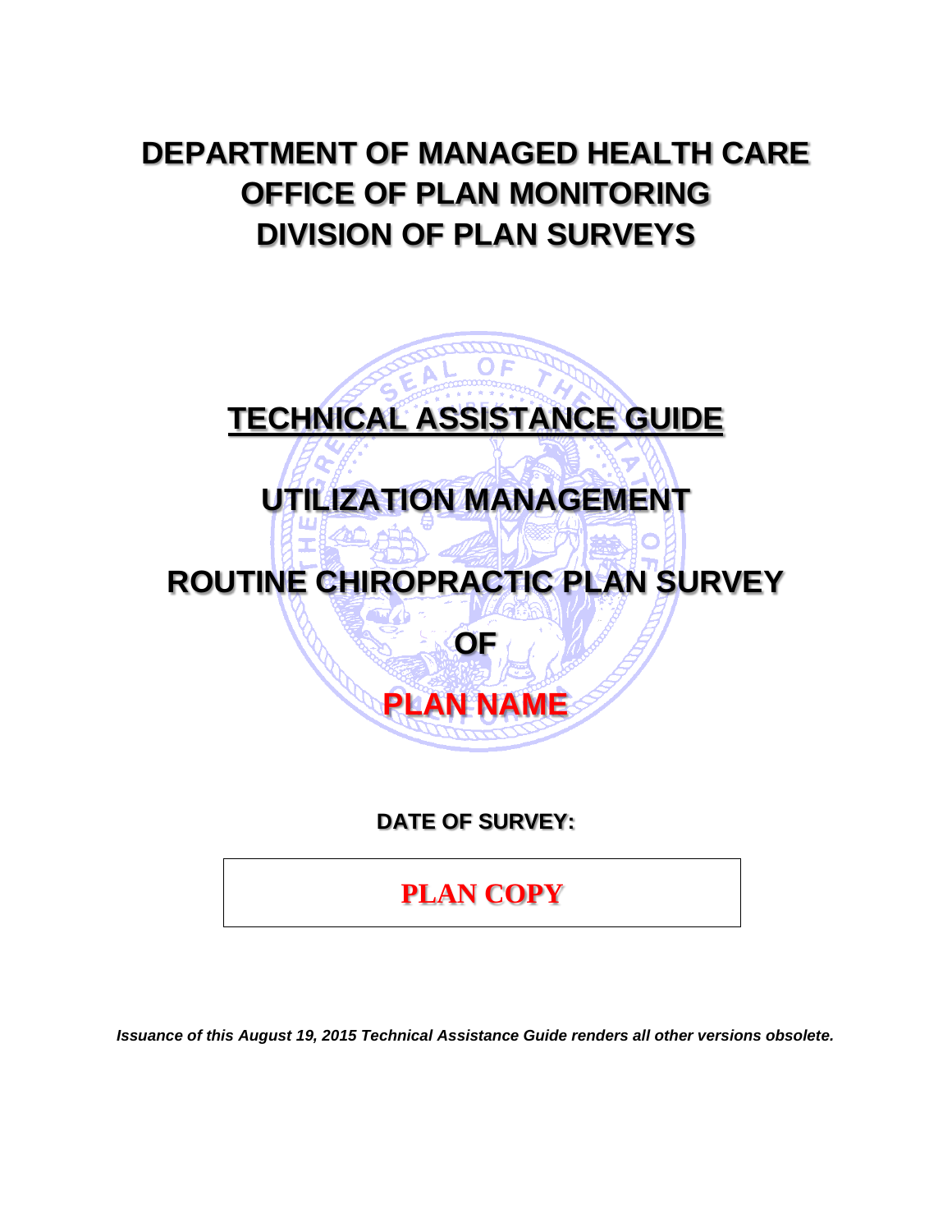# DEPARTMENT OF MANAGED HEALTH CARE
# OFFICE OF PLAN MONITORING
# DIVISION OF PLAN SURVEYS

## TECHNICAL ASSISTANCE GUIDE

## UTILIZATION MANAGEMENT

## ROUTINE CHIROPRACTIC PLAN SURVEY

## OF

## PLAN NAME

**DATE OF SURVEY:**

**PLAN COPY**

*Issuance of this August 19, 2015 Technical Assistance Guide renders all other versions obsolete.*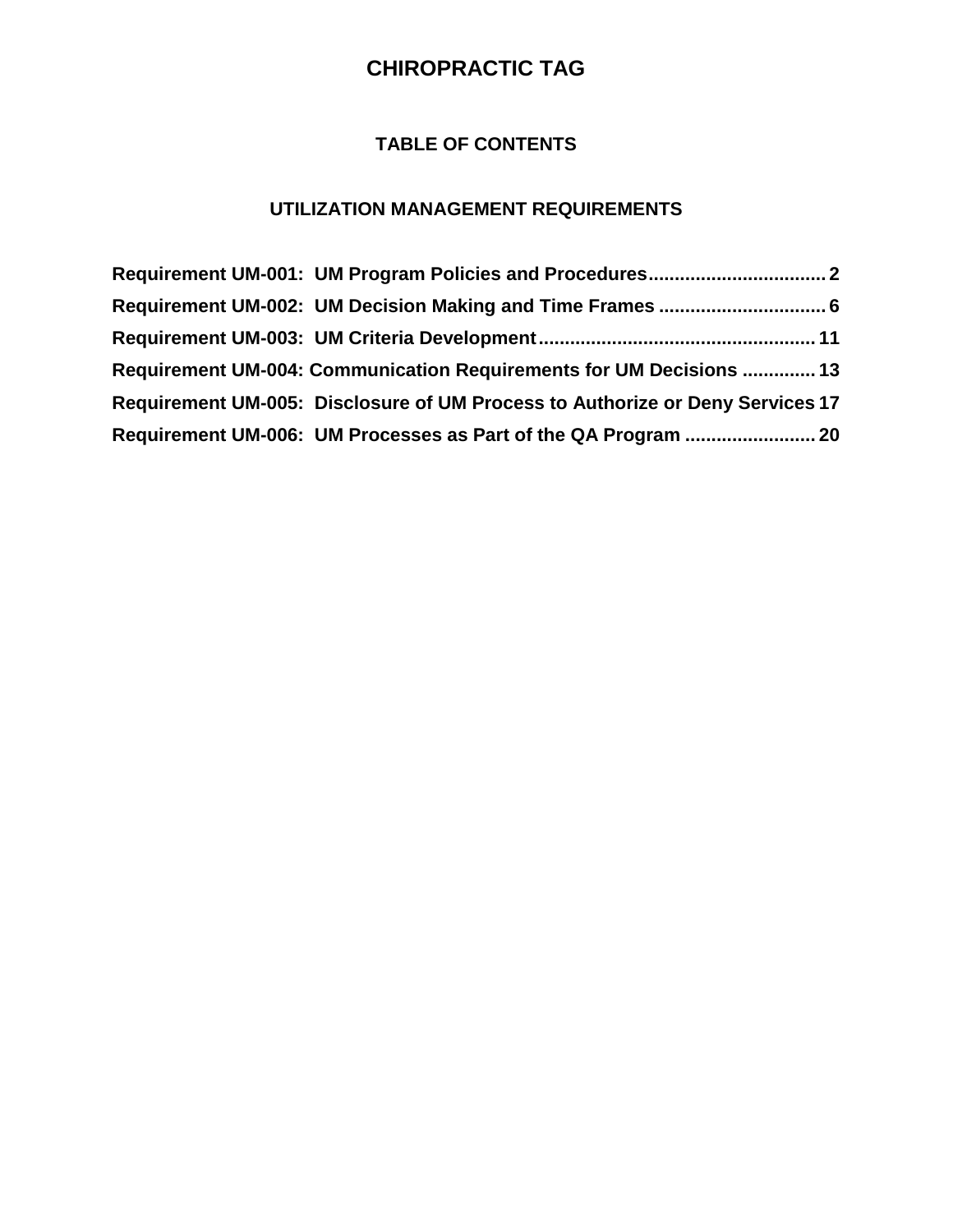# CHIROPRACTIC TAG

## TABLE OF CONTENTS

### UTILIZATION MANAGEMENT REQUIREMENTS

**Requirement UM-001: UM Program Policies and Procedures** .................................. 2

**Requirement UM-002: UM Decision Making and Time Frames** ................................ 6

**Requirement UM-003: UM Criteria Development** .................................................... 11

**Requirement UM-004: Communication Requirements for UM Decisions** .............. 13

**Requirement UM-005: Disclosure of UM Process to Authorize or Deny Services** 17

**Requirement UM-006: UM Processes as Part of the QA Program** ......................... 20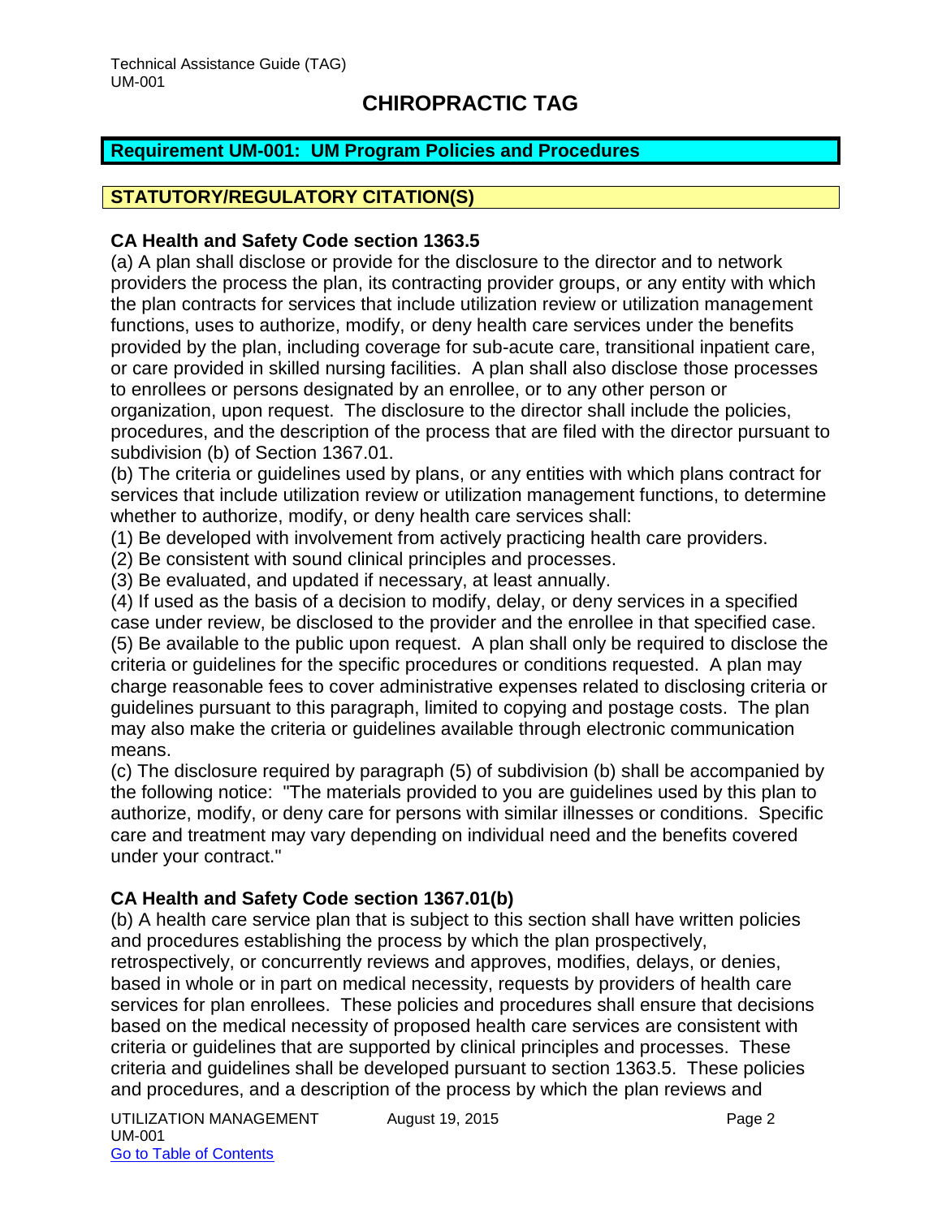# CHIROPRACTIC TAG

## Requirement UM-001: UM Program Policies and Procedures

### STATUTORY/REGULATORY CITATION(S)

**CA Health and Safety Code section 1363.5**

(a) A plan shall disclose or provide for the disclosure to the director and to network providers the process the plan, its contracting provider groups, or any entity with which the plan contracts for services that include utilization review or utilization management functions, uses to authorize, modify, or deny health care services under the benefits provided by the plan, including coverage for sub-acute care, transitional inpatient care, or care provided in skilled nursing facilities. A plan shall also disclose those processes to enrollees or persons designated by an enrollee, or to any other person or organization, upon request. The disclosure to the director shall include the policies, procedures, and the description of the process that are filed with the director pursuant to subdivision (b) of Section 1367.01.

(b) The criteria or guidelines used by plans, or any entities with which plans contract for services that include utilization review or utilization management functions, to determine whether to authorize, modify, or deny health care services shall:

(1) Be developed with involvement from actively practicing health care providers.

(2) Be consistent with sound clinical principles and processes.

(3) Be evaluated, and updated if necessary, at least annually.

(4) If used as the basis of a decision to modify, delay, or deny services in a specified case under review, be disclosed to the provider and the enrollee in that specified case.

(5) Be available to the public upon request. A plan shall only be required to disclose the criteria or guidelines for the specific procedures or conditions requested. A plan may charge reasonable fees to cover administrative expenses related to disclosing criteria or guidelines pursuant to this paragraph, limited to copying and postage costs. The plan may also make the criteria or guidelines available through electronic communication means.

(c) The disclosure required by paragraph (5) of subdivision (b) shall be accompanied by the following notice: "The materials provided to you are guidelines used by this plan to authorize, modify, or deny care for persons with similar illnesses or conditions. Specific care and treatment may vary depending on individual need and the benefits covered under your contract."

**CA Health and Safety Code section 1367.01(b)**

(b) A health care service plan that is subject to this section shall have written policies and procedures establishing the process by which the plan prospectively, retrospectively, or concurrently reviews and approves, modifies, delays, or denies, based in whole or in part on medical necessity, requests by providers of health care services for plan enrollees. These policies and procedures shall ensure that decisions based on the medical necessity of proposed health care services are consistent with criteria or guidelines that are supported by clinical principles and processes. These criteria and guidelines shall be developed pursuant to section 1363.5. These policies and procedures, and a description of the process by which the plan reviews and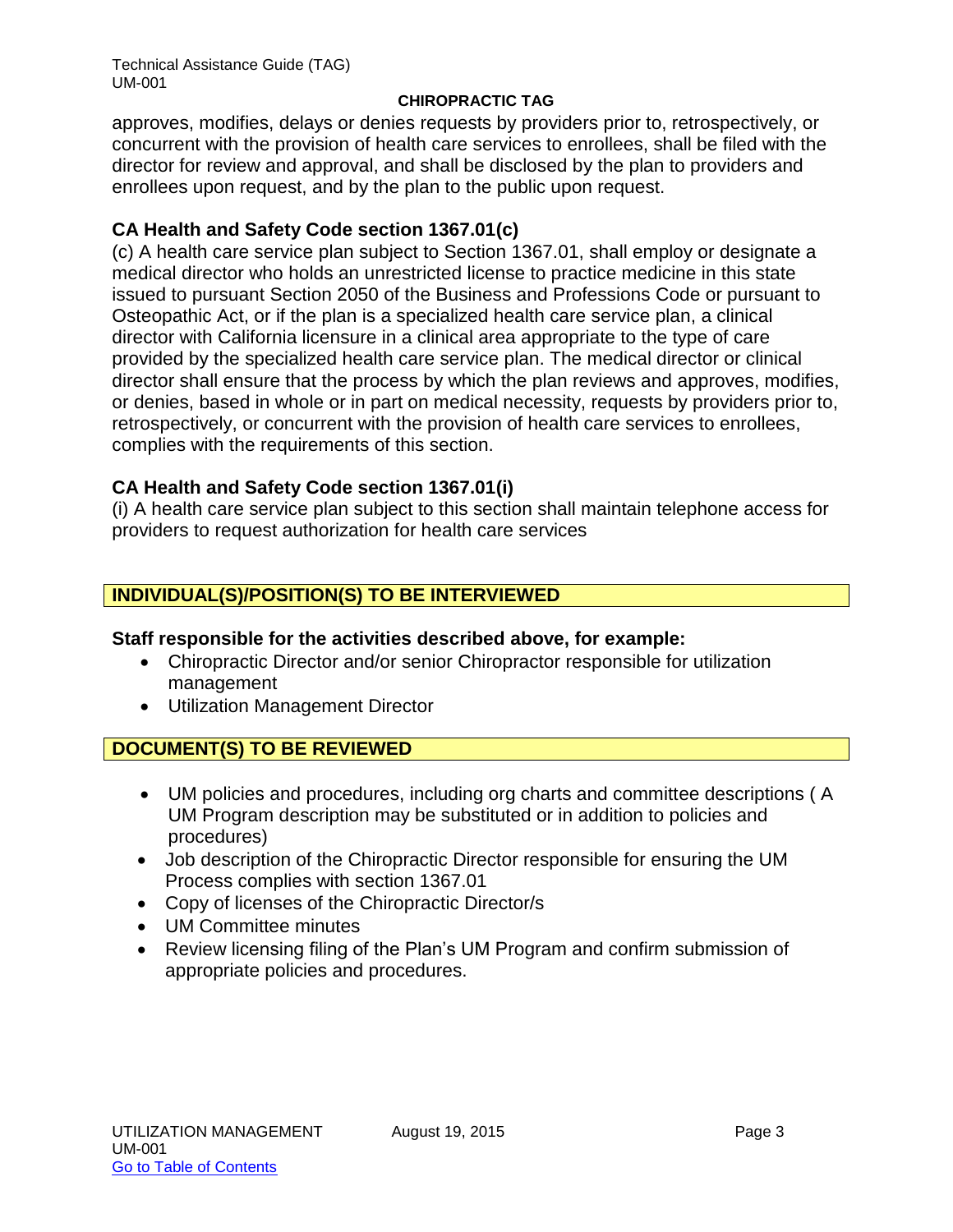approves, modifies, delays or denies requests by providers prior to, retrospectively, or concurrent with the provision of health care services to enrollees, shall be filed with the director for review and approval, and shall be disclosed by the plan to providers and enrollees upon request, and by the plan to the public upon request.

### CA Health and Safety Code section 1367.01(c)

(c) A health care service plan subject to Section 1367.01, shall employ or designate a medical director who holds an unrestricted license to practice medicine in this state issued to pursuant Section 2050 of the Business and Professions Code or pursuant to Osteopathic Act, or if the plan is a specialized health care service plan, a clinical director with California licensure in a clinical area appropriate to the type of care provided by the specialized health care service plan. The medical director or clinical director shall ensure that the process by which the plan reviews and approves, modifies, or denies, based in whole or in part on medical necessity, requests by providers prior to, retrospectively, or concurrent with the provision of health care services to enrollees, complies with the requirements of this section.

### CA Health and Safety Code section 1367.01(i)

(i) A health care service plan subject to this section shall maintain telephone access for providers to request authorization for health care services

## INDIVIDUAL(S)/POSITION(S) TO BE INTERVIEWED

**Staff responsible for the activities described above, for example:**

- Chiropractic Director and/or senior Chiropractor responsible for utilization management
- Utilization Management Director

## DOCUMENT(S) TO BE REVIEWED

- UM policies and procedures, including org charts and committee descriptions ( A UM Program description may be substituted or in addition to policies and procedures)
- Job description of the Chiropractic Director responsible for ensuring the UM Process complies with section 1367.01
- Copy of licenses of the Chiropractic Director/s
- UM Committee minutes
- Review licensing filing of the Plan's UM Program and confirm submission of appropriate policies and procedures.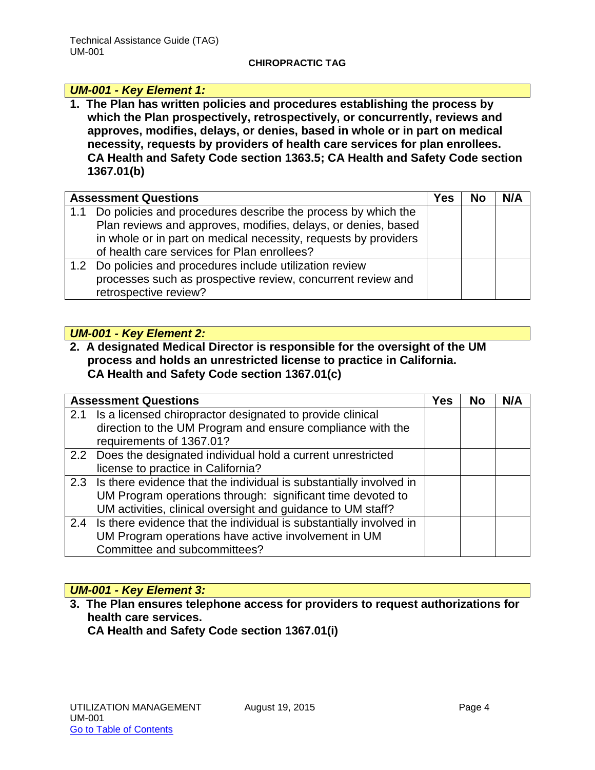**CHIROPRACTIC TAG**

### *UM-001 - Key Element 1:*

**1. The Plan has written policies and procedures establishing the process by which the Plan prospectively, retrospectively, or concurrently, reviews and approves, modifies, delays, or denies, based in whole or in part on medical necessity, requests by providers of health care services for plan enrollees. CA Health and Safety Code section 1363.5; CA Health and Safety Code section 1367.01(b)**

| Assessment Questions | Yes | No | N/A |
|---|---|---|---|
| 1.1 Do policies and procedures describe the process by which the Plan reviews and approves, modifies, delays, or denies, based in whole or in part on medical necessity, requests by providers of health care services for Plan enrollees? | | | |
| 1.2 Do policies and procedures include utilization review processes such as prospective review, concurrent review and retrospective review? | | | |

### *UM-001 - Key Element 2:*

**2. A designated Medical Director is responsible for the oversight of the UM process and holds an unrestricted license to practice in California. CA Health and Safety Code section 1367.01(c)**

| Assessment Questions | Yes | No | N/A |
|---|---|---|---|
| 2.1 Is a licensed chiropractor designated to provide clinical direction to the UM Program and ensure compliance with the requirements of 1367.01? | | | |
| 2.2 Does the designated individual hold a current unrestricted license to practice in California? | | | |
| 2.3 Is there evidence that the individual is substantially involved in UM Program operations through: significant time devoted to UM activities, clinical oversight and guidance to UM staff? | | | |
| 2.4 Is there evidence that the individual is substantially involved in UM Program operations have active involvement in UM Committee and subcommittees? | | | |

### *UM-001 - Key Element 3:*

**3. The Plan ensures telephone access for providers to request authorizations for health care services. CA Health and Safety Code section 1367.01(i)**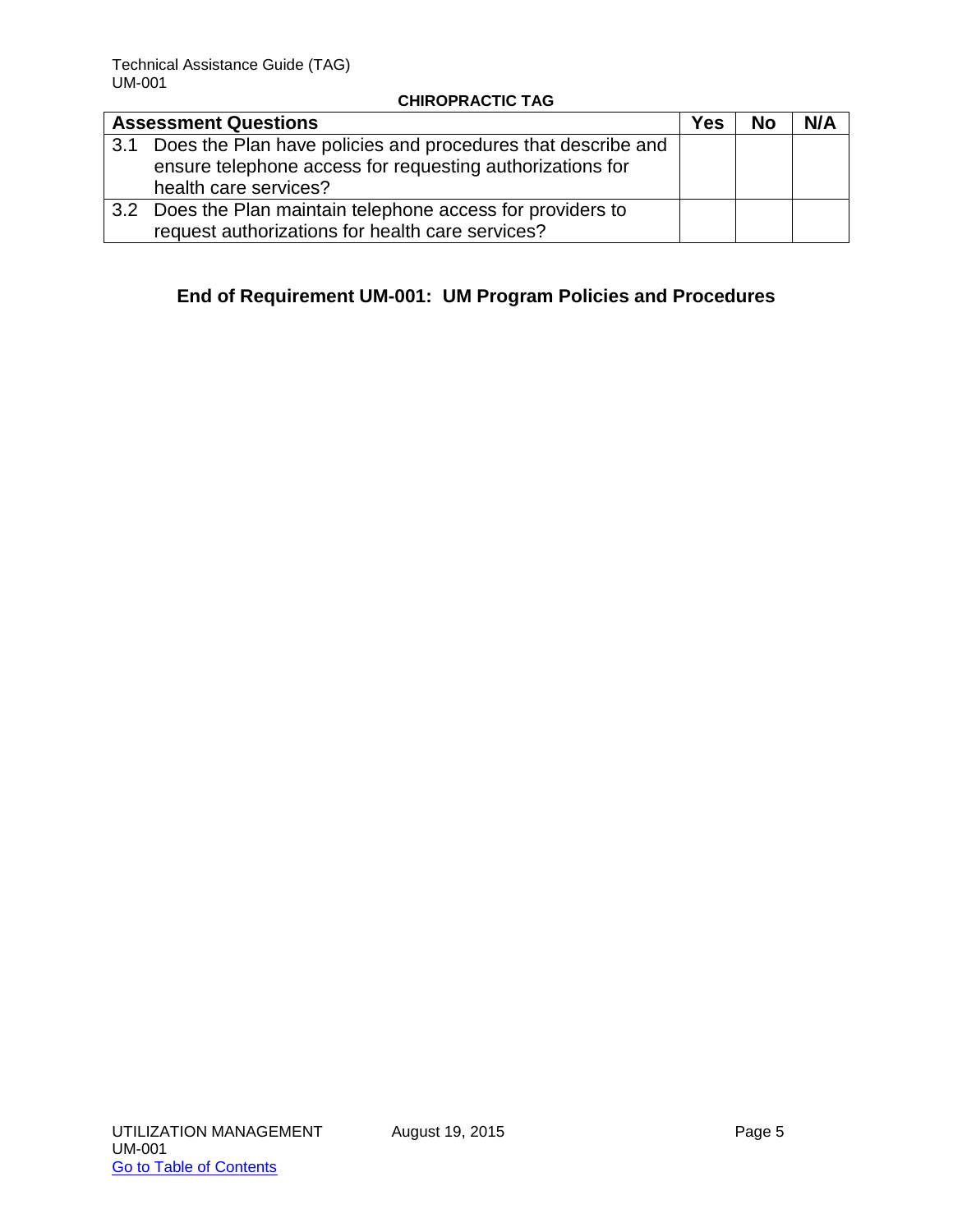**CHIROPRACTIC TAG**

| Assessment Questions | Yes | No | N/A |
|---|---|---|---|
| 3.1 Does the Plan have policies and procedures that describe and ensure telephone access for requesting authorizations for health care services? | | | |
| 3.2 Does the Plan maintain telephone access for providers to request authorizations for health care services? | | | |

**End of Requirement UM-001: UM Program Policies and Procedures**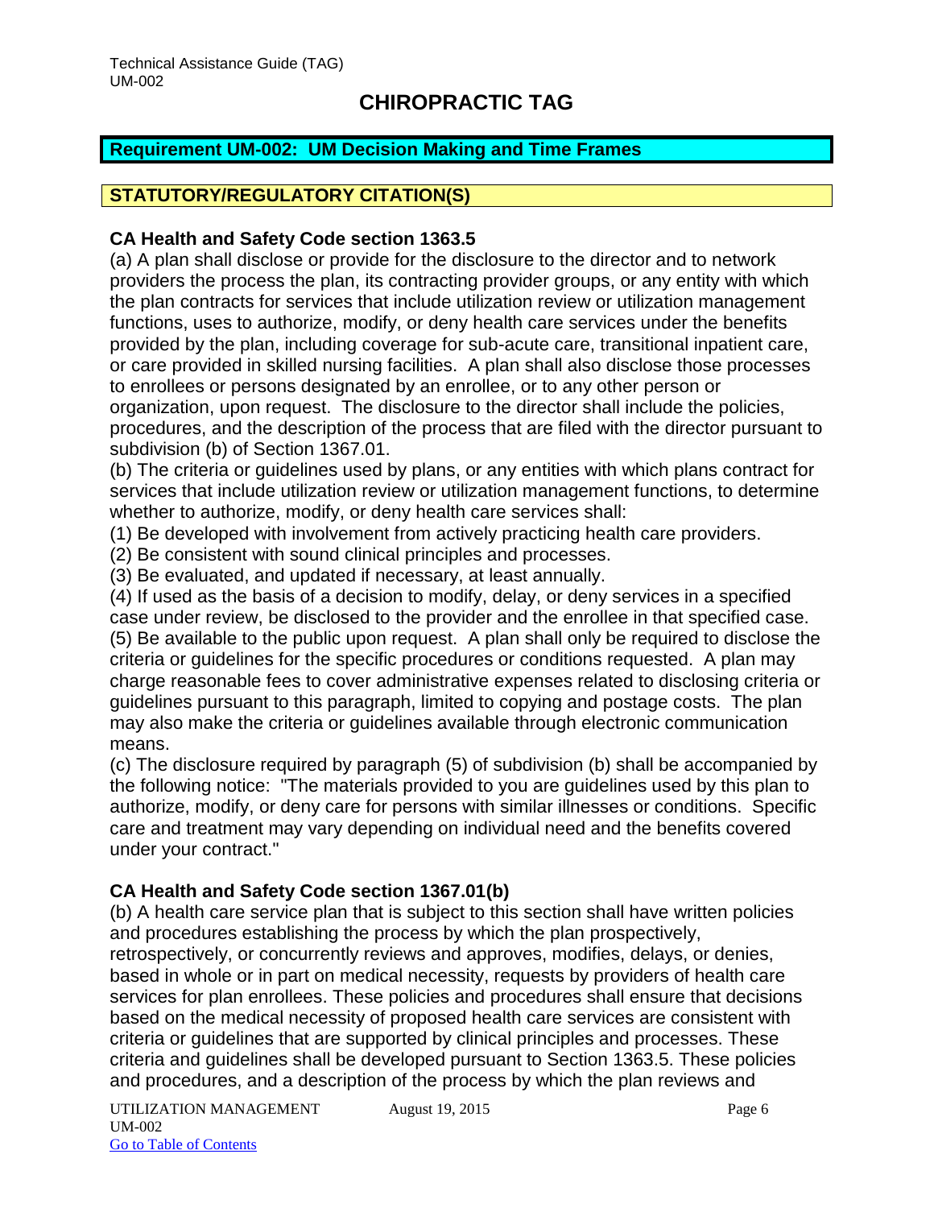## CHIROPRACTIC TAG

**Requirement UM-002: UM Decision Making and Time Frames**

**STATUTORY/REGULATORY CITATION(S)**

**CA Health and Safety Code section 1363.5**

(a) A plan shall disclose or provide for the disclosure to the director and to network providers the process the plan, its contracting provider groups, or any entity with which the plan contracts for services that include utilization review or utilization management functions, uses to authorize, modify, or deny health care services under the benefits provided by the plan, including coverage for sub-acute care, transitional inpatient care, or care provided in skilled nursing facilities. A plan shall also disclose those processes to enrollees or persons designated by an enrollee, or to any other person or organization, upon request. The disclosure to the director shall include the policies, procedures, and the description of the process that are filed with the director pursuant to subdivision (b) of Section 1367.01.

(b) The criteria or guidelines used by plans, or any entities with which plans contract for services that include utilization review or utilization management functions, to determine whether to authorize, modify, or deny health care services shall:

(1) Be developed with involvement from actively practicing health care providers.

(2) Be consistent with sound clinical principles and processes.

(3) Be evaluated, and updated if necessary, at least annually.

(4) If used as the basis of a decision to modify, delay, or deny services in a specified case under review, be disclosed to the provider and the enrollee in that specified case.

(5) Be available to the public upon request. A plan shall only be required to disclose the criteria or guidelines for the specific procedures or conditions requested. A plan may charge reasonable fees to cover administrative expenses related to disclosing criteria or guidelines pursuant to this paragraph, limited to copying and postage costs. The plan may also make the criteria or guidelines available through electronic communication means.

(c) The disclosure required by paragraph (5) of subdivision (b) shall be accompanied by the following notice: "The materials provided to you are guidelines used by this plan to authorize, modify, or deny care for persons with similar illnesses or conditions. Specific care and treatment may vary depending on individual need and the benefits covered under your contract."

**CA Health and Safety Code section 1367.01(b)**

(b) A health care service plan that is subject to this section shall have written policies and procedures establishing the process by which the plan prospectively, retrospectively, or concurrently reviews and approves, modifies, delays, or denies, based in whole or in part on medical necessity, requests by providers of health care services for plan enrollees. These policies and procedures shall ensure that decisions based on the medical necessity of proposed health care services are consistent with criteria or guidelines that are supported by clinical principles and processes. These criteria and guidelines shall be developed pursuant to Section 1363.5. These policies and procedures, and a description of the process by which the plan reviews and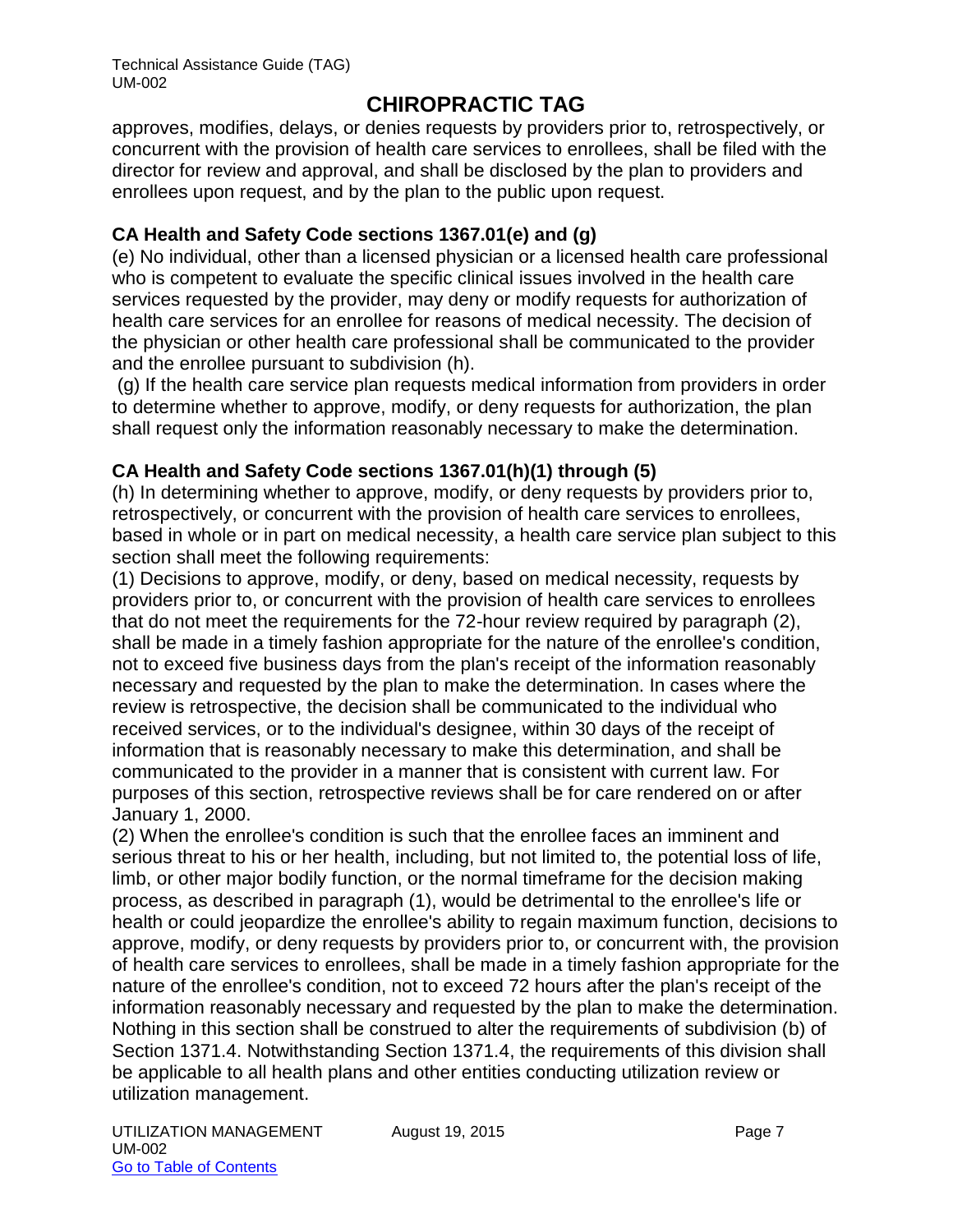approves, modifies, delays, or denies requests by providers prior to, retrospectively, or concurrent with the provision of health care services to enrollees, shall be filed with the director for review and approval, and shall be disclosed by the plan to providers and enrollees upon request, and by the plan to the public upon request.

**CA Health and Safety Code sections 1367.01(e) and (g)**

(e) No individual, other than a licensed physician or a licensed health care professional who is competent to evaluate the specific clinical issues involved in the health care services requested by the provider, may deny or modify requests for authorization of health care services for an enrollee for reasons of medical necessity. The decision of the physician or other health care professional shall be communicated to the provider and the enrollee pursuant to subdivision (h).

(g) If the health care service plan requests medical information from providers in order to determine whether to approve, modify, or deny requests for authorization, the plan shall request only the information reasonably necessary to make the determination.

**CA Health and Safety Code sections 1367.01(h)(1) through (5)**

(h) In determining whether to approve, modify, or deny requests by providers prior to, retrospectively, or concurrent with the provision of health care services to enrollees, based in whole or in part on medical necessity, a health care service plan subject to this section shall meet the following requirements:

(1) Decisions to approve, modify, or deny, based on medical necessity, requests by providers prior to, or concurrent with the provision of health care services to enrollees that do not meet the requirements for the 72-hour review required by paragraph (2), shall be made in a timely fashion appropriate for the nature of the enrollee's condition, not to exceed five business days from the plan's receipt of the information reasonably necessary and requested by the plan to make the determination. In cases where the review is retrospective, the decision shall be communicated to the individual who received services, or to the individual's designee, within 30 days of the receipt of information that is reasonably necessary to make this determination, and shall be communicated to the provider in a manner that is consistent with current law. For purposes of this section, retrospective reviews shall be for care rendered on or after January 1, 2000.

(2) When the enrollee's condition is such that the enrollee faces an imminent and serious threat to his or her health, including, but not limited to, the potential loss of life, limb, or other major bodily function, or the normal timeframe for the decision making process, as described in paragraph (1), would be detrimental to the enrollee's life or health or could jeopardize the enrollee's ability to regain maximum function, decisions to approve, modify, or deny requests by providers prior to, or concurrent with, the provision of health care services to enrollees, shall be made in a timely fashion appropriate for the nature of the enrollee's condition, not to exceed 72 hours after the plan's receipt of the information reasonably necessary and requested by the plan to make the determination. Nothing in this section shall be construed to alter the requirements of subdivision (b) of Section 1371.4. Notwithstanding Section 1371.4, the requirements of this division shall be applicable to all health plans and other entities conducting utilization review or utilization management.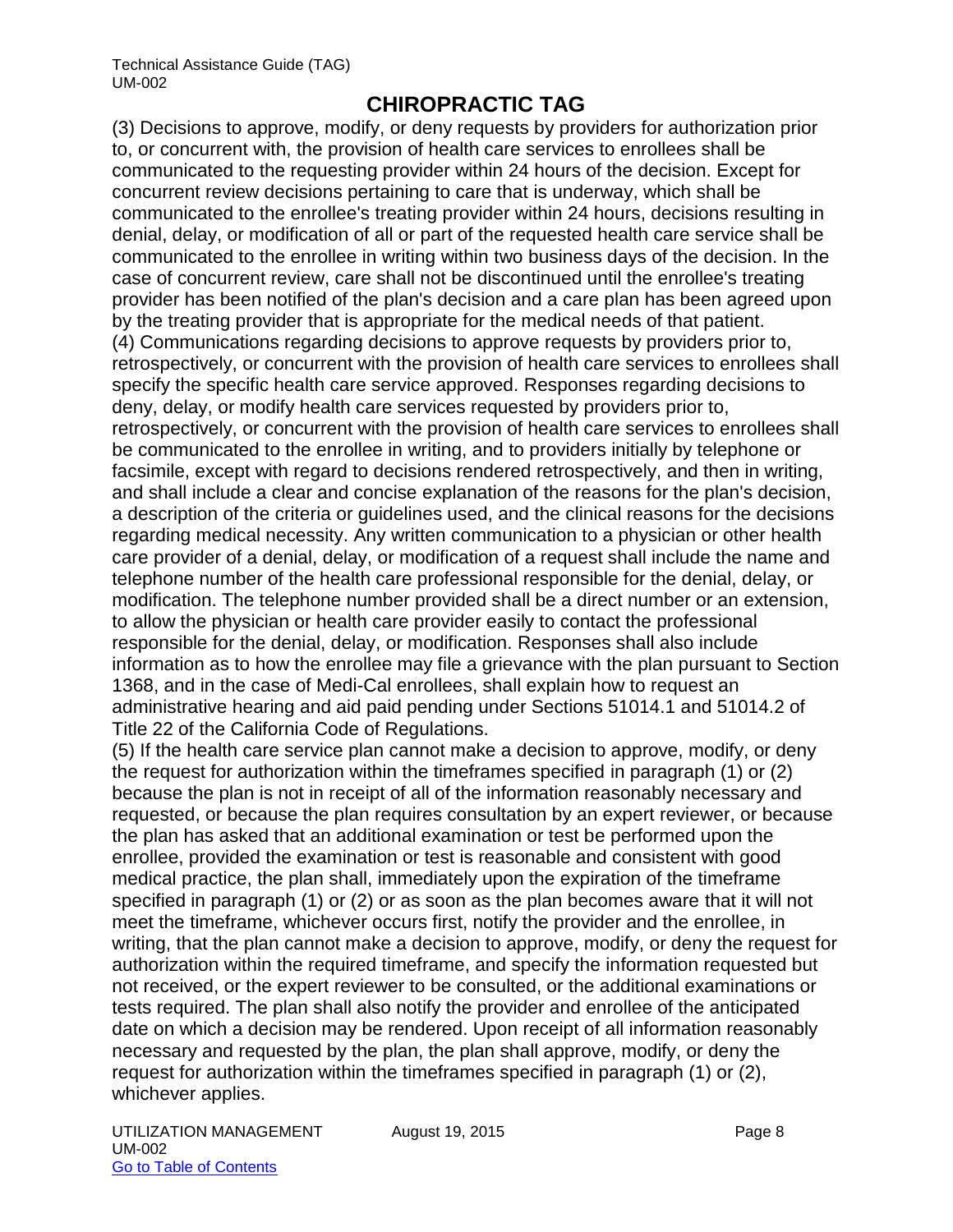# CHIROPRACTIC TAG

(3) Decisions to approve, modify, or deny requests by providers for authorization prior to, or concurrent with, the provision of health care services to enrollees shall be communicated to the requesting provider within 24 hours of the decision. Except for concurrent review decisions pertaining to care that is underway, which shall be communicated to the enrollee's treating provider within 24 hours, decisions resulting in denial, delay, or modification of all or part of the requested health care service shall be communicated to the enrollee in writing within two business days of the decision. In the case of concurrent review, care shall not be discontinued until the enrollee's treating provider has been notified of the plan's decision and a care plan has been agreed upon by the treating provider that is appropriate for the medical needs of that patient.

(4) Communications regarding decisions to approve requests by providers prior to, retrospectively, or concurrent with the provision of health care services to enrollees shall specify the specific health care service approved. Responses regarding decisions to deny, delay, or modify health care services requested by providers prior to, retrospectively, or concurrent with the provision of health care services to enrollees shall be communicated to the enrollee in writing, and to providers initially by telephone or facsimile, except with regard to decisions rendered retrospectively, and then in writing, and shall include a clear and concise explanation of the reasons for the plan's decision, a description of the criteria or guidelines used, and the clinical reasons for the decisions regarding medical necessity. Any written communication to a physician or other health care provider of a denial, delay, or modification of a request shall include the name and telephone number of the health care professional responsible for the denial, delay, or modification. The telephone number provided shall be a direct number or an extension, to allow the physician or health care provider easily to contact the professional responsible for the denial, delay, or modification. Responses shall also include information as to how the enrollee may file a grievance with the plan pursuant to Section 1368, and in the case of Medi-Cal enrollees, shall explain how to request an administrative hearing and aid paid pending under Sections 51014.1 and 51014.2 of Title 22 of the California Code of Regulations.

(5) If the health care service plan cannot make a decision to approve, modify, or deny the request for authorization within the timeframes specified in paragraph (1) or (2) because the plan is not in receipt of all of the information reasonably necessary and requested, or because the plan requires consultation by an expert reviewer, or because the plan has asked that an additional examination or test be performed upon the enrollee, provided the examination or test is reasonable and consistent with good medical practice, the plan shall, immediately upon the expiration of the timeframe specified in paragraph (1) or (2) or as soon as the plan becomes aware that it will not meet the timeframe, whichever occurs first, notify the provider and the enrollee, in writing, that the plan cannot make a decision to approve, modify, or deny the request for authorization within the required timeframe, and specify the information requested but not received, or the expert reviewer to be consulted, or the additional examinations or tests required. The plan shall also notify the provider and enrollee of the anticipated date on which a decision may be rendered. Upon receipt of all information reasonably necessary and requested by the plan, the plan shall approve, modify, or deny the request for authorization within the timeframes specified in paragraph (1) or (2), whichever applies.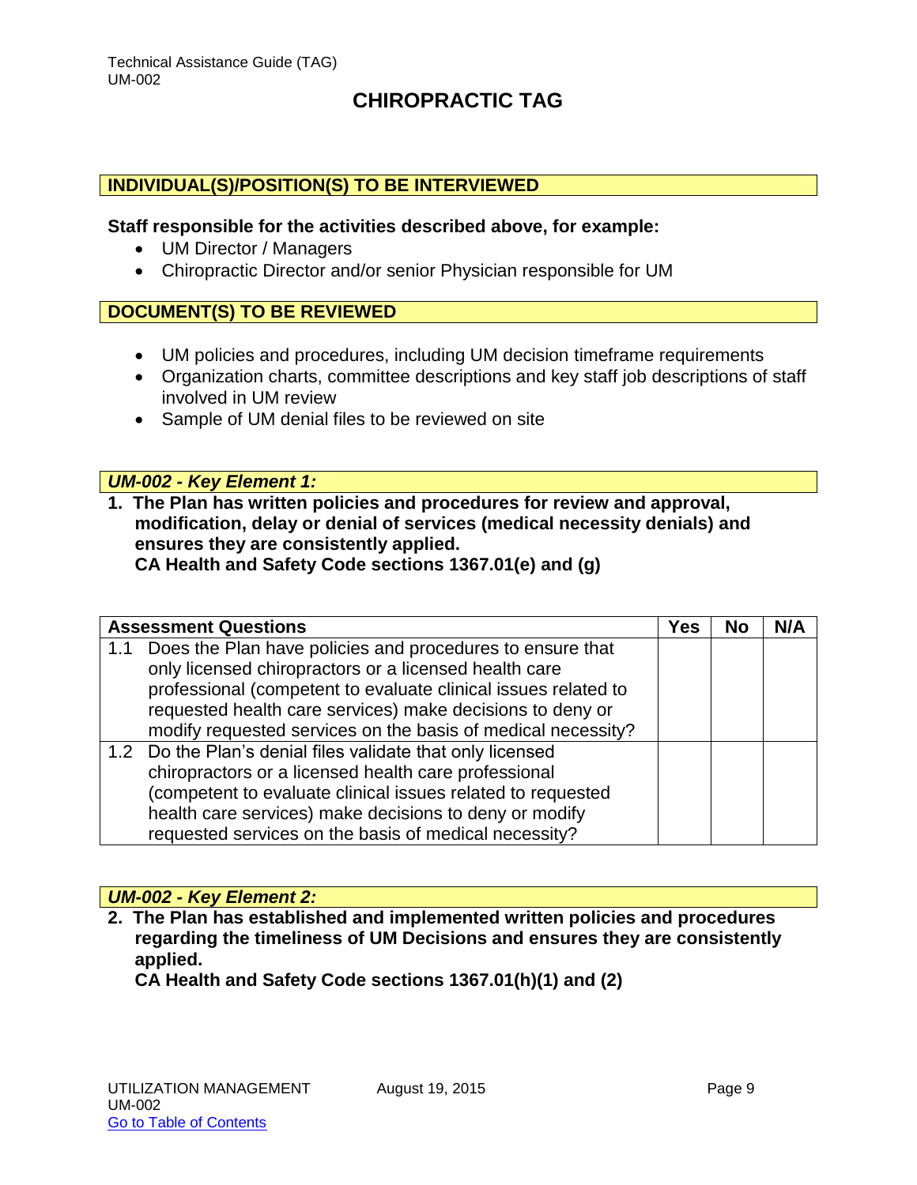# CHIROPRACTIC TAG

## INDIVIDUAL(S)/POSITION(S) TO BE INTERVIEWED

**Staff responsible for the activities described above, for example:**

- UM Director / Managers
- Chiropractic Director and/or senior Physician responsible for UM

## DOCUMENT(S) TO BE REVIEWED

- UM policies and procedures, including UM decision timeframe requirements
- Organization charts, committee descriptions and key staff job descriptions of staff involved in UM review
- Sample of UM denial files to be reviewed on site

## *UM-002 - Key Element 1:*

**1. The Plan has written policies and procedures for review and approval, modification, delay or denial of services (medical necessity denials) and ensures they are consistently applied.**
**CA Health and Safety Code sections 1367.01(e) and (g)**

| Assessment Questions | Yes | No | N/A |
|---|---|---|---|
| 1.1 Does the Plan have policies and procedures to ensure that only licensed chiropractors or a licensed health care professional (competent to evaluate clinical issues related to requested health care services) make decisions to deny or modify requested services on the basis of medical necessity? | | | |
| 1.2 Do the Plan's denial files validate that only licensed chiropractors or a licensed health care professional (competent to evaluate clinical issues related to requested health care services) make decisions to deny or modify requested services on the basis of medical necessity? | | | |

## *UM-002 - Key Element 2:*

**2. The Plan has established and implemented written policies and procedures regarding the timeliness of UM Decisions and ensures they are consistently applied.**
**CA Health and Safety Code sections 1367.01(h)(1) and (2)**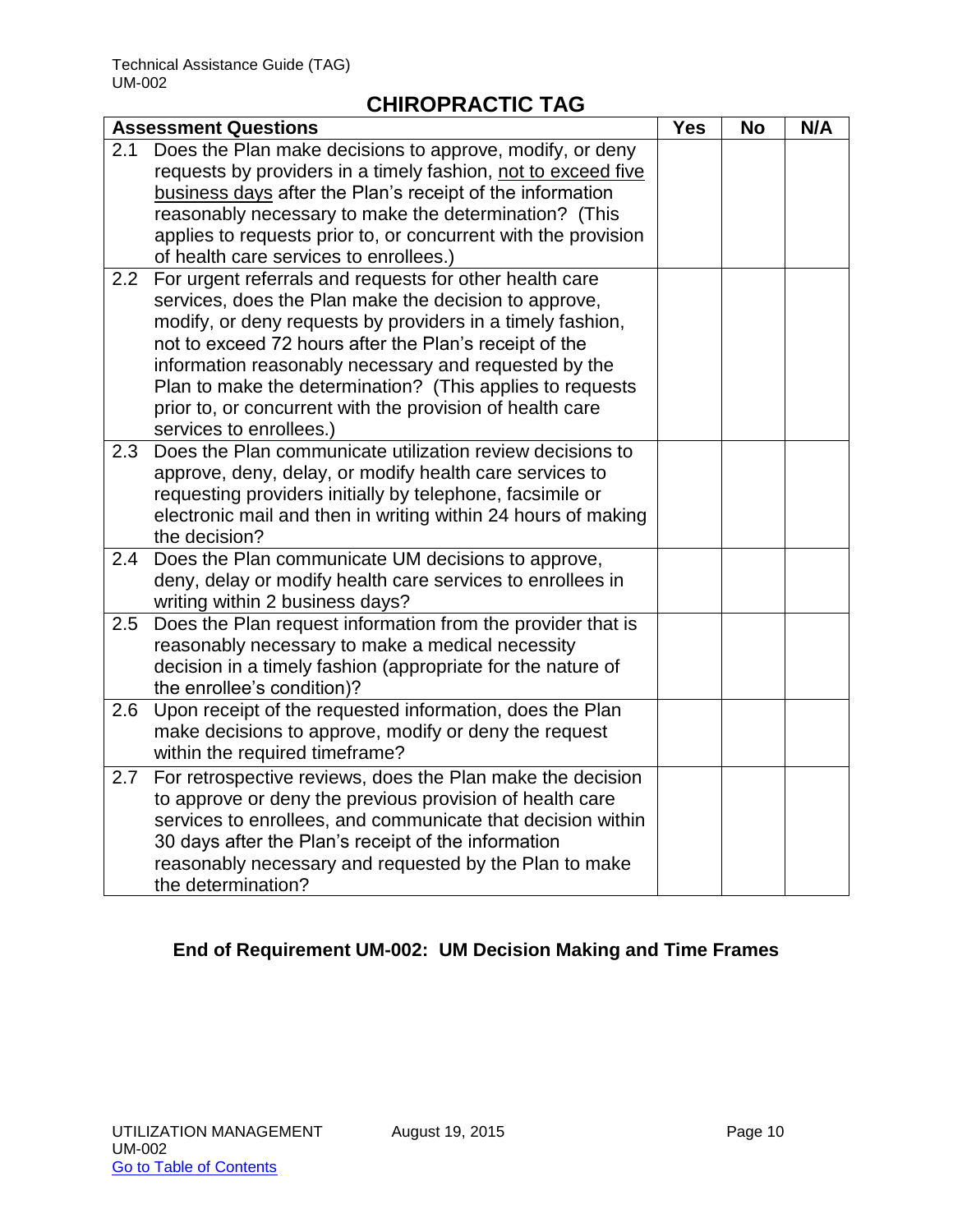## CHIROPRACTIC TAG

| Assessment Questions | Yes | No | N/A |
|---|---|---|---|
| 2.1 Does the Plan make decisions to approve, modify, or deny requests by providers in a timely fashion, <u>not to exceed five business days</u> after the Plan's receipt of the information reasonably necessary to make the determination? (This applies to requests prior to, or concurrent with the provision of health care services to enrollees.) | | | |
| 2.2 For urgent referrals and requests for other health care services, does the Plan make the decision to approve, modify, or deny requests by providers in a timely fashion, not to exceed 72 hours after the Plan's receipt of the information reasonably necessary and requested by the Plan to make the determination? (This applies to requests prior to, or concurrent with the provision of health care services to enrollees.) | | | |
| 2.3 Does the Plan communicate utilization review decisions to approve, deny, delay, or modify health care services to requesting providers initially by telephone, facsimile or electronic mail and then in writing within 24 hours of making the decision? | | | |
| 2.4 Does the Plan communicate UM decisions to approve, deny, delay or modify health care services to enrollees in writing within 2 business days? | | | |
| 2.5 Does the Plan request information from the provider that is reasonably necessary to make a medical necessity decision in a timely fashion (appropriate for the nature of the enrollee's condition)? | | | |
| 2.6 Upon receipt of the requested information, does the Plan make decisions to approve, modify or deny the request within the required timeframe? | | | |
| 2.7 For retrospective reviews, does the Plan make the decision to approve or deny the previous provision of health care services to enrollees, and communicate that decision within 30 days after the Plan's receipt of the information reasonably necessary and requested by the Plan to make the determination? | | | |

**End of Requirement UM-002: UM Decision Making and Time Frames**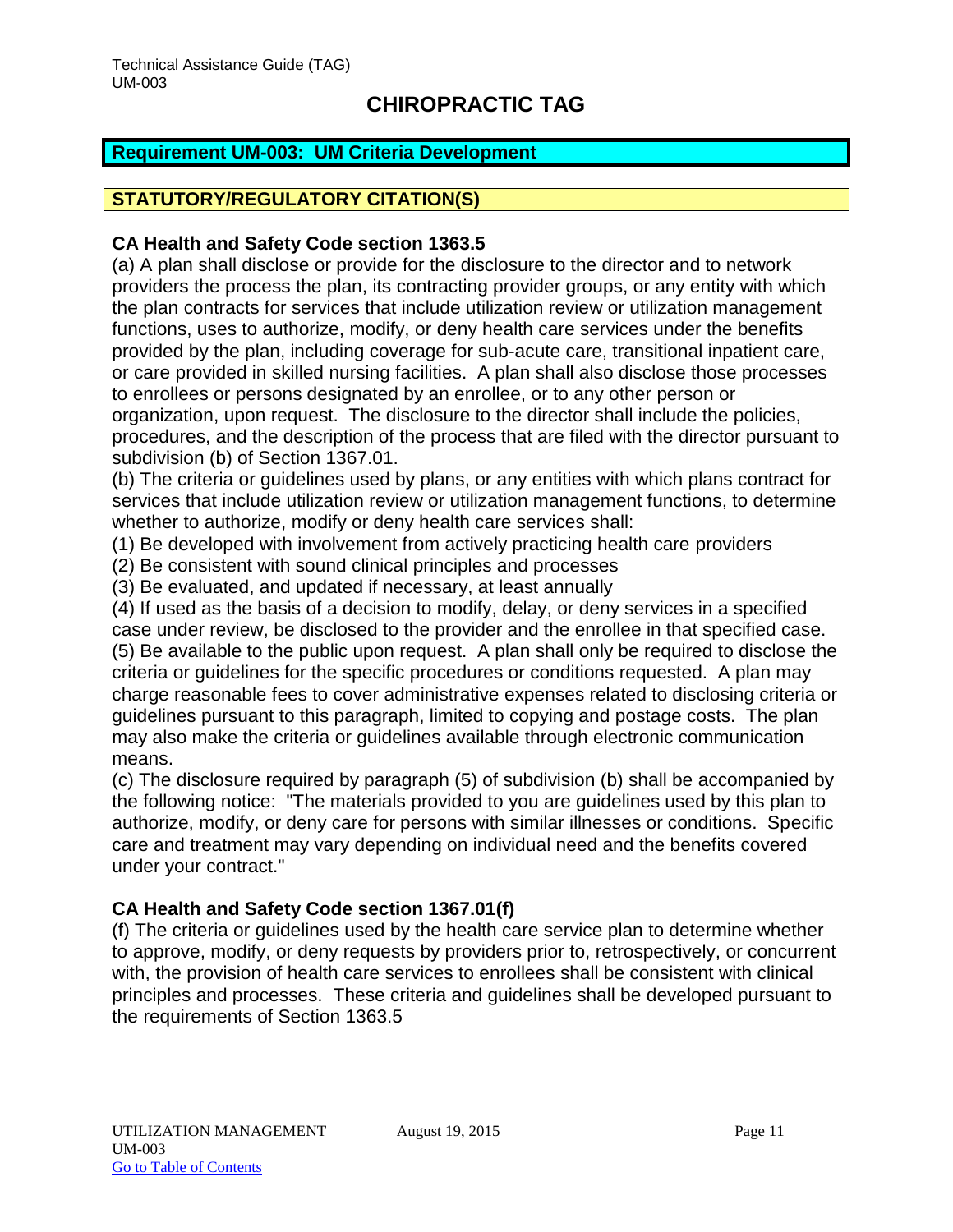# CHIROPRACTIC TAG

## Requirement UM-003: UM Criteria Development

### STATUTORY/REGULATORY CITATION(S)

**CA Health and Safety Code section 1363.5**

(a) A plan shall disclose or provide for the disclosure to the director and to network providers the process the plan, its contracting provider groups, or any entity with which the plan contracts for services that include utilization review or utilization management functions, uses to authorize, modify, or deny health care services under the benefits provided by the plan, including coverage for sub-acute care, transitional inpatient care, or care provided in skilled nursing facilities. A plan shall also disclose those processes to enrollees or persons designated by an enrollee, or to any other person or organization, upon request. The disclosure to the director shall include the policies, procedures, and the description of the process that are filed with the director pursuant to subdivision (b) of Section 1367.01.

(b) The criteria or guidelines used by plans, or any entities with which plans contract for services that include utilization review or utilization management functions, to determine whether to authorize, modify or deny health care services shall:

(1) Be developed with involvement from actively practicing health care providers

(2) Be consistent with sound clinical principles and processes

(3) Be evaluated, and updated if necessary, at least annually

(4) If used as the basis of a decision to modify, delay, or deny services in a specified case under review, be disclosed to the provider and the enrollee in that specified case.

(5) Be available to the public upon request. A plan shall only be required to disclose the criteria or guidelines for the specific procedures or conditions requested. A plan may charge reasonable fees to cover administrative expenses related to disclosing criteria or guidelines pursuant to this paragraph, limited to copying and postage costs. The plan may also make the criteria or guidelines available through electronic communication means.

(c) The disclosure required by paragraph (5) of subdivision (b) shall be accompanied by the following notice: "The materials provided to you are guidelines used by this plan to authorize, modify, or deny care for persons with similar illnesses or conditions. Specific care and treatment may vary depending on individual need and the benefits covered under your contract."

**CA Health and Safety Code section 1367.01(f)**

(f) The criteria or guidelines used by the health care service plan to determine whether to approve, modify, or deny requests by providers prior to, retrospectively, or concurrent with, the provision of health care services to enrollees shall be consistent with clinical principles and processes. These criteria and guidelines shall be developed pursuant to the requirements of Section 1363.5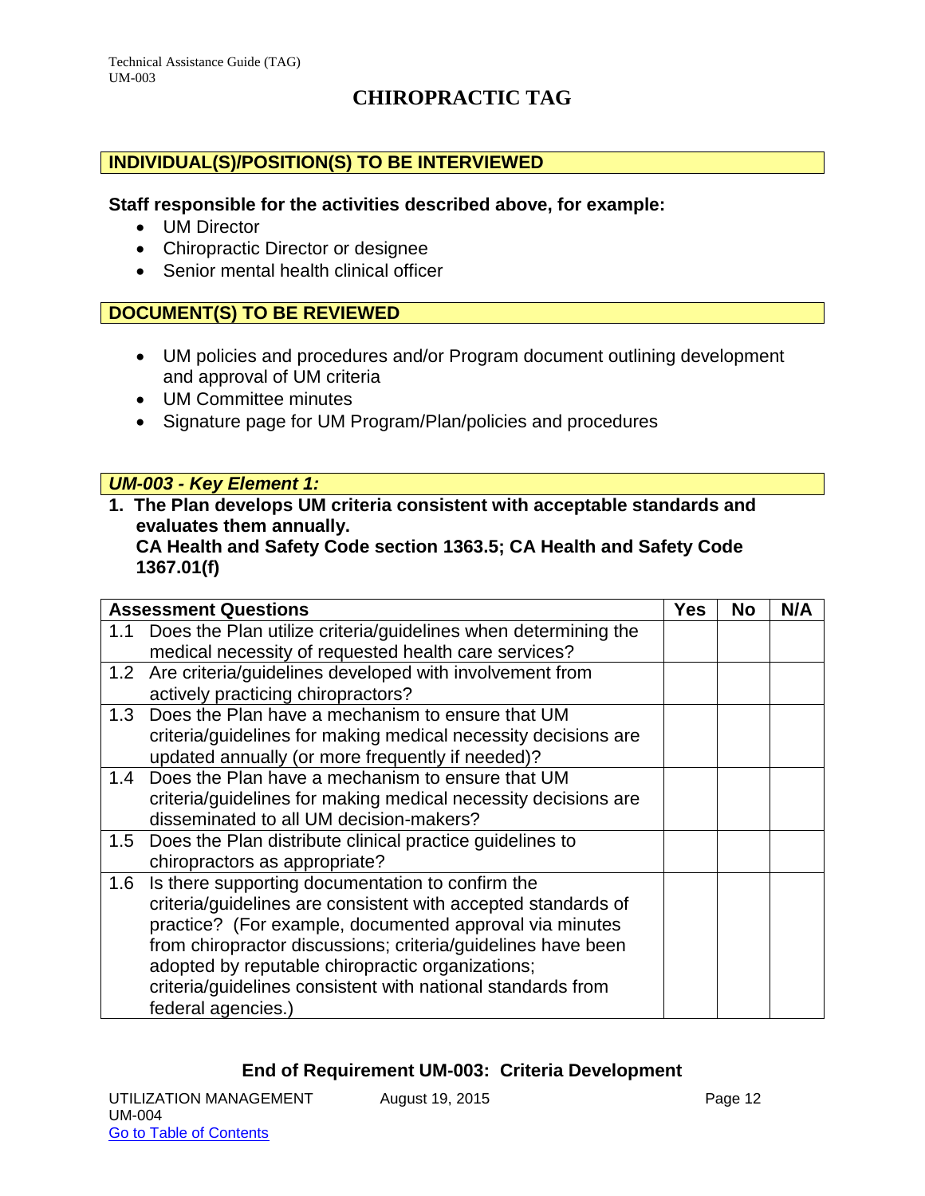# CHIROPRACTIC TAG

## INDIVIDUAL(S)/POSITION(S) TO BE INTERVIEWED

**Staff responsible for the activities described above, for example:**

- UM Director
- Chiropractic Director or designee
- Senior mental health clinical officer

## DOCUMENT(S) TO BE REVIEWED

- UM policies and procedures and/or Program document outlining development and approval of UM criteria
- UM Committee minutes
- Signature page for UM Program/Plan/policies and procedures

## *UM-003 - Key Element 1:*

**1. The Plan develops UM criteria consistent with acceptable standards and evaluates them annually.**
**CA Health and Safety Code section 1363.5; CA Health and Safety Code 1367.01(f)**

| Assessment Questions | Yes | No | N/A |
|---|---|---|---|
| 1.1 Does the Plan utilize criteria/guidelines when determining the medical necessity of requested health care services? | | | |
| 1.2 Are criteria/guidelines developed with involvement from actively practicing chiropractors? | | | |
| 1.3 Does the Plan have a mechanism to ensure that UM criteria/guidelines for making medical necessity decisions are updated annually (or more frequently if needed)? | | | |
| 1.4 Does the Plan have a mechanism to ensure that UM criteria/guidelines for making medical necessity decisions are disseminated to all UM decision-makers? | | | |
| 1.5 Does the Plan distribute clinical practice guidelines to chiropractors as appropriate? | | | |
| 1.6 Is there supporting documentation to confirm the criteria/guidelines are consistent with accepted standards of practice? (For example, documented approval via minutes from chiropractor discussions; criteria/guidelines have been adopted by reputable chiropractic organizations; criteria/guidelines consistent with national standards from federal agencies.) | | | |

**End of Requirement UM-003: Criteria Development**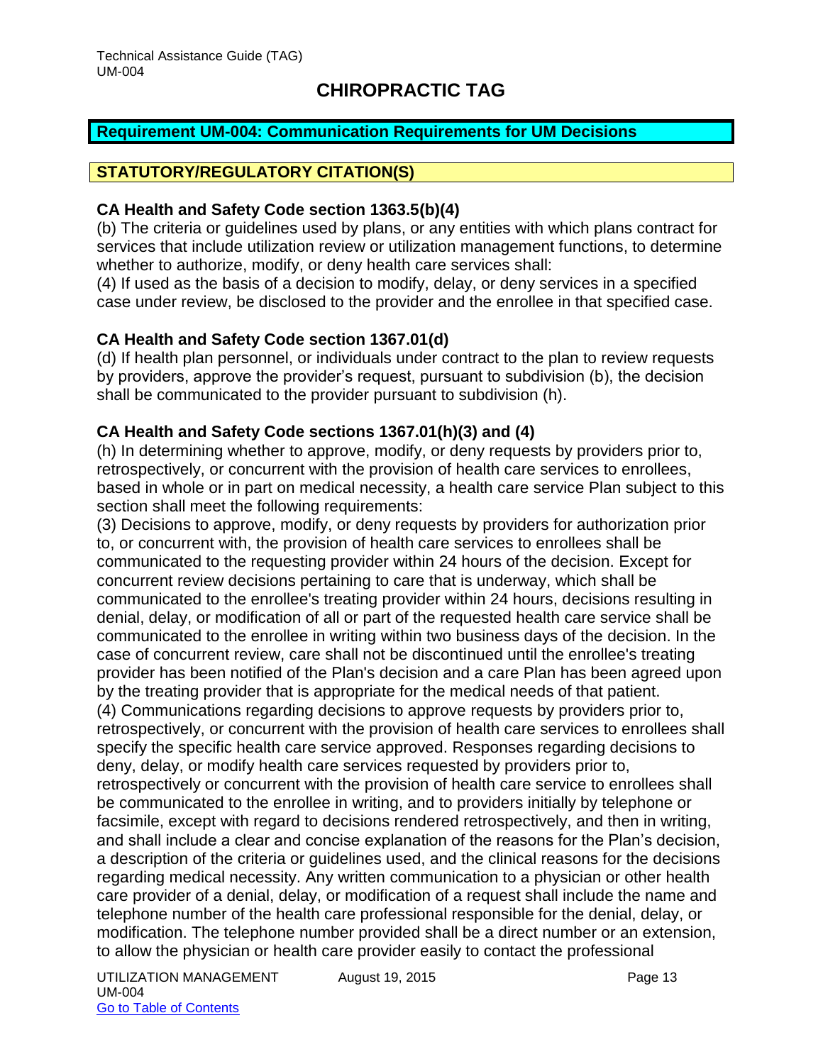Technical Assistance Guide (TAG)
UM-004

# CHIROPRACTIC TAG

## Requirement UM-004: Communication Requirements for UM Decisions

### STATUTORY/REGULATORY CITATION(S)

**CA Health and Safety Code section 1363.5(b)(4)**

(b) The criteria or guidelines used by plans, or any entities with which plans contract for services that include utilization review or utilization management functions, to determine whether to authorize, modify, or deny health care services shall:

(4) If used as the basis of a decision to modify, delay, or deny services in a specified case under review, be disclosed to the provider and the enrollee in that specified case.

**CA Health and Safety Code section 1367.01(d)**

(d) If health plan personnel, or individuals under contract to the plan to review requests by providers, approve the provider's request, pursuant to subdivision (b), the decision shall be communicated to the provider pursuant to subdivision (h).

**CA Health and Safety Code sections 1367.01(h)(3) and (4)**

(h) In determining whether to approve, modify, or deny requests by providers prior to, retrospectively, or concurrent with the provision of health care services to enrollees, based in whole or in part on medical necessity, a health care service Plan subject to this section shall meet the following requirements:

(3) Decisions to approve, modify, or deny requests by providers for authorization prior to, or concurrent with, the provision of health care services to enrollees shall be communicated to the requesting provider within 24 hours of the decision. Except for concurrent review decisions pertaining to care that is underway, which shall be communicated to the enrollee's treating provider within 24 hours, decisions resulting in denial, delay, or modification of all or part of the requested health care service shall be communicated to the enrollee in writing within two business days of the decision. In the case of concurrent review, care shall not be discontinued until the enrollee's treating provider has been notified of the Plan's decision and a care Plan has been agreed upon by the treating provider that is appropriate for the medical needs of that patient.

(4) Communications regarding decisions to approve requests by providers prior to, retrospectively, or concurrent with the provision of health care services to enrollees shall specify the specific health care service approved. Responses regarding decisions to deny, delay, or modify health care services requested by providers prior to, retrospectively or concurrent with the provision of health care service to enrollees shall be communicated to the enrollee in writing, and to providers initially by telephone or facsimile, except with regard to decisions rendered retrospectively, and then in writing, and shall include a clear and concise explanation of the reasons for the Plan's decision, a description of the criteria or guidelines used, and the clinical reasons for the decisions regarding medical necessity. Any written communication to a physician or other health care provider of a denial, delay, or modification of a request shall include the name and telephone number of the health care professional responsible for the denial, delay, or modification. The telephone number provided shall be a direct number or an extension, to allow the physician or health care provider easily to contact the professional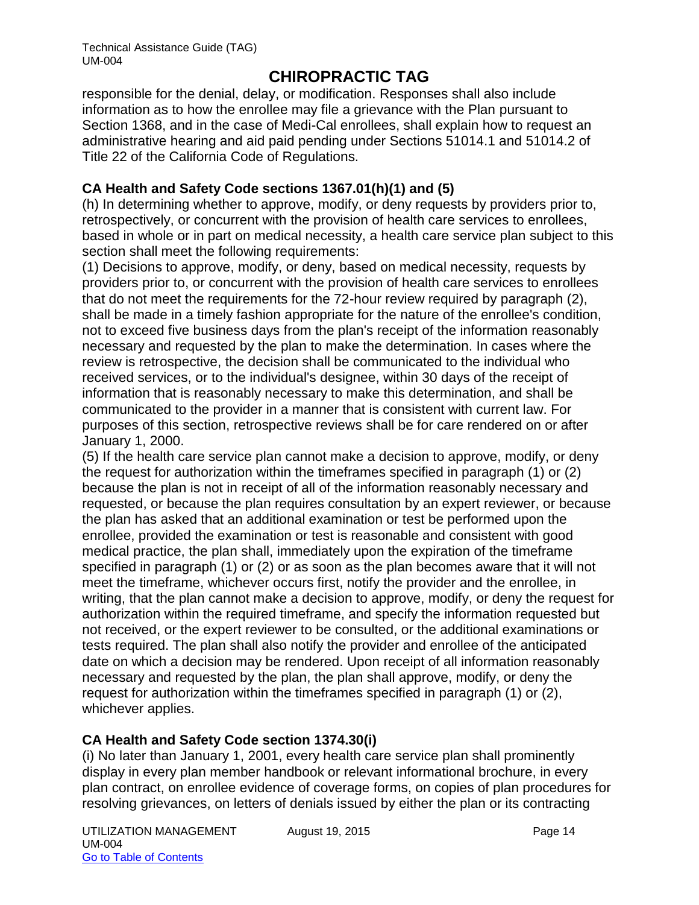responsible for the denial, delay, or modification. Responses shall also include information as to how the enrollee may file a grievance with the Plan pursuant to Section 1368, and in the case of Medi-Cal enrollees, shall explain how to request an administrative hearing and aid paid pending under Sections 51014.1 and 51014.2 of Title 22 of the California Code of Regulations.

**CA Health and Safety Code sections 1367.01(h)(1) and (5)**

(h) In determining whether to approve, modify, or deny requests by providers prior to, retrospectively, or concurrent with the provision of health care services to enrollees, based in whole or in part on medical necessity, a health care service plan subject to this section shall meet the following requirements:

(1) Decisions to approve, modify, or deny, based on medical necessity, requests by providers prior to, or concurrent with the provision of health care services to enrollees that do not meet the requirements for the 72-hour review required by paragraph (2), shall be made in a timely fashion appropriate for the nature of the enrollee's condition, not to exceed five business days from the plan's receipt of the information reasonably necessary and requested by the plan to make the determination. In cases where the review is retrospective, the decision shall be communicated to the individual who received services, or to the individual's designee, within 30 days of the receipt of information that is reasonably necessary to make this determination, and shall be communicated to the provider in a manner that is consistent with current law. For purposes of this section, retrospective reviews shall be for care rendered on or after January 1, 2000.

(5) If the health care service plan cannot make a decision to approve, modify, or deny the request for authorization within the timeframes specified in paragraph (1) or (2) because the plan is not in receipt of all of the information reasonably necessary and requested, or because the plan requires consultation by an expert reviewer, or because the plan has asked that an additional examination or test be performed upon the enrollee, provided the examination or test is reasonable and consistent with good medical practice, the plan shall, immediately upon the expiration of the timeframe specified in paragraph (1) or (2) or as soon as the plan becomes aware that it will not meet the timeframe, whichever occurs first, notify the provider and the enrollee, in writing, that the plan cannot make a decision to approve, modify, or deny the request for authorization within the required timeframe, and specify the information requested but not received, or the expert reviewer to be consulted, or the additional examinations or tests required. The plan shall also notify the provider and enrollee of the anticipated date on which a decision may be rendered. Upon receipt of all information reasonably necessary and requested by the plan, the plan shall approve, modify, or deny the request for authorization within the timeframes specified in paragraph (1) or (2), whichever applies.

**CA Health and Safety Code section 1374.30(i)**

(i) No later than January 1, 2001, every health care service plan shall prominently display in every plan member handbook or relevant informational brochure, in every plan contract, on enrollee evidence of coverage forms, on copies of plan procedures for resolving grievances, on letters of denials issued by either the plan or its contracting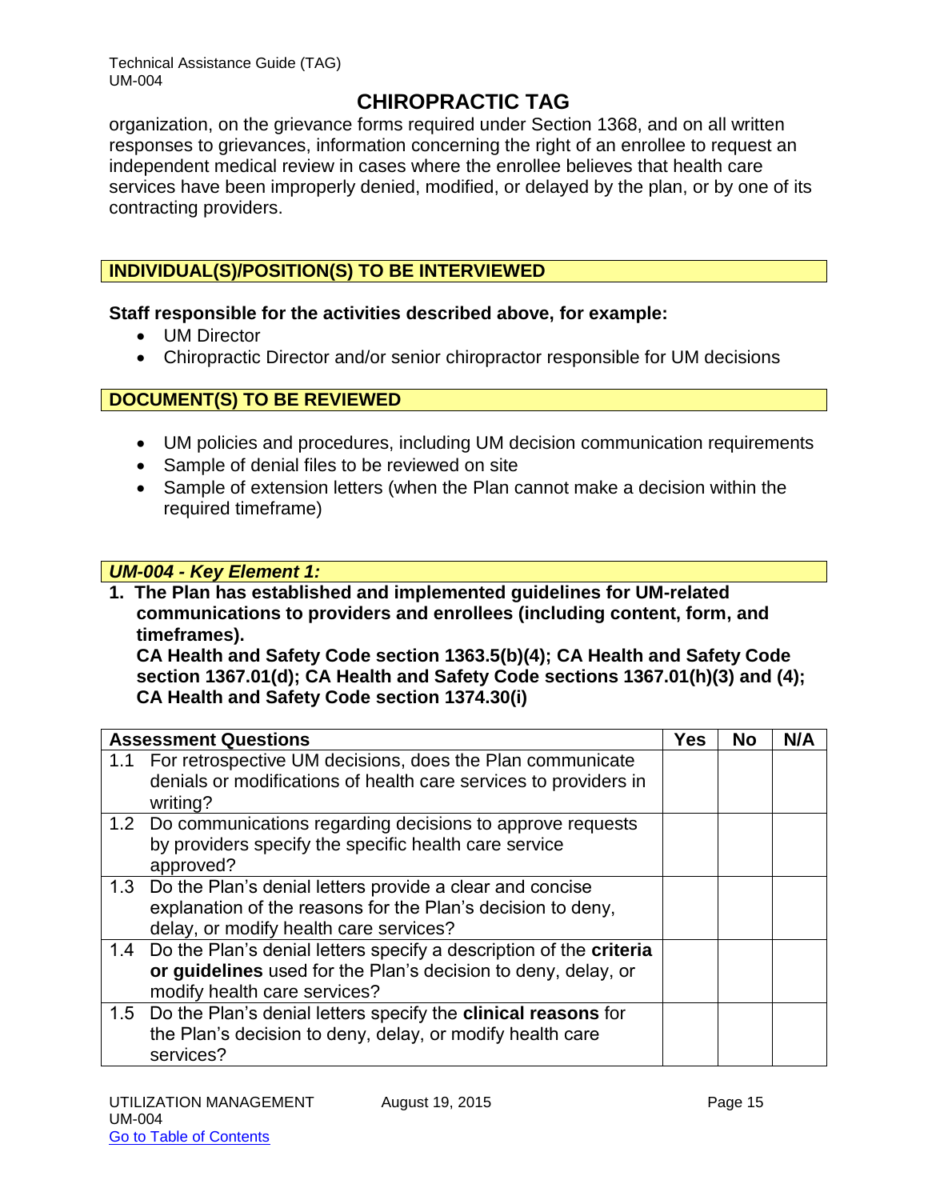organization, on the grievance forms required under Section 1368, and on all written responses to grievances, information concerning the right of an enrollee to request an independent medical review in cases where the enrollee believes that health care services have been improperly denied, modified, or delayed by the plan, or by one of its contracting providers.

## INDIVIDUAL(S)/POSITION(S) TO BE INTERVIEWED

**Staff responsible for the activities described above, for example:**

- UM Director
- Chiropractic Director and/or senior chiropractor responsible for UM decisions

## DOCUMENT(S) TO BE REVIEWED

- UM policies and procedures, including UM decision communication requirements
- Sample of denial files to be reviewed on site
- Sample of extension letters (when the Plan cannot make a decision within the required timeframe)

## *UM-004 - Key Element 1:*

**1. The Plan has established and implemented guidelines for UM-related communications to providers and enrollees (including content, form, and timeframes).**
**CA Health and Safety Code section 1363.5(b)(4); CA Health and Safety Code section 1367.01(d); CA Health and Safety Code sections 1367.01(h)(3) and (4); CA Health and Safety Code section 1374.30(i)**

| Assessment Questions | Yes | No | N/A |
|---|---|---|---|
| 1.1 For retrospective UM decisions, does the Plan communicate denials or modifications of health care services to providers in writing? | | | |
| 1.2 Do communications regarding decisions to approve requests by providers specify the specific health care service approved? | | | |
| 1.3 Do the Plan's denial letters provide a clear and concise explanation of the reasons for the Plan's decision to deny, delay, or modify health care services? | | | |
| 1.4 Do the Plan's denial letters specify a description of the **criteria or guidelines** used for the Plan's decision to deny, delay, or modify health care services? | | | |
| 1.5 Do the Plan's denial letters specify the **clinical reasons** for the Plan's decision to deny, delay, or modify health care services? | | | |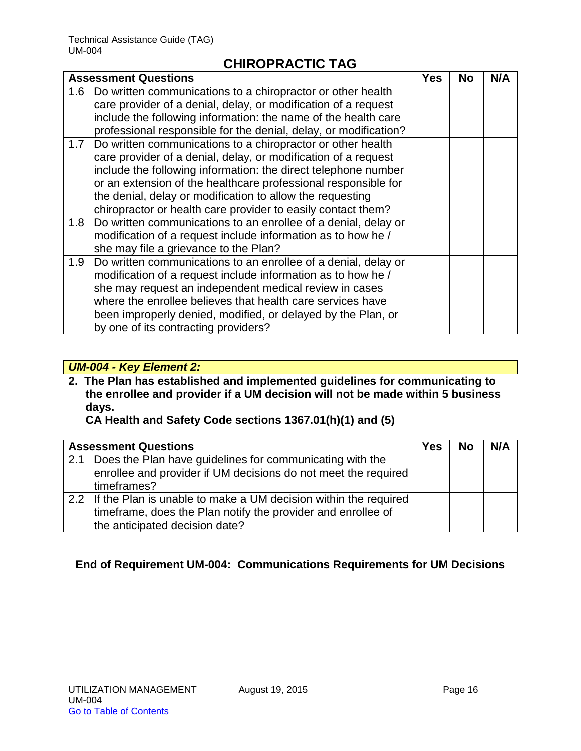## CHIROPRACTIC TAG

| Assessment Questions | Yes | No | N/A |
|---|---|---|---|
| 1.6 Do written communications to a chiropractor or other health care provider of a denial, delay, or modification of a request include the following information: the name of the health care professional responsible for the denial, delay, or modification? | | | |
| 1.7 Do written communications to a chiropractor or other health care provider of a denial, delay, or modification of a request include the following information: the direct telephone number or an extension of the healthcare professional responsible for the denial, delay or modification to allow the requesting chiropractor or health care provider to easily contact them? | | | |
| 1.8 Do written communications to an enrollee of a denial, delay or modification of a request include information as to how he / she may file a grievance to the Plan? | | | |
| 1.9 Do written communications to an enrollee of a denial, delay or modification of a request include information as to how he / she may request an independent medical review in cases where the enrollee believes that health care services have been improperly denied, modified, or delayed by the Plan, or by one of its contracting providers? | | | |

***UM-004 - Key Element 2:***

**2. The Plan has established and implemented guidelines for communicating to the enrollee and provider if a UM decision will not be made within 5 business days.**
**CA Health and Safety Code sections 1367.01(h)(1) and (5)**

| Assessment Questions | Yes | No | N/A |
|---|---|---|---|
| 2.1 Does the Plan have guidelines for communicating with the enrollee and provider if UM decisions do not meet the required timeframes? | | | |
| 2.2 If the Plan is unable to make a UM decision within the required timeframe, does the Plan notify the provider and enrollee of the anticipated decision date? | | | |

**End of Requirement UM-004: Communications Requirements for UM Decisions**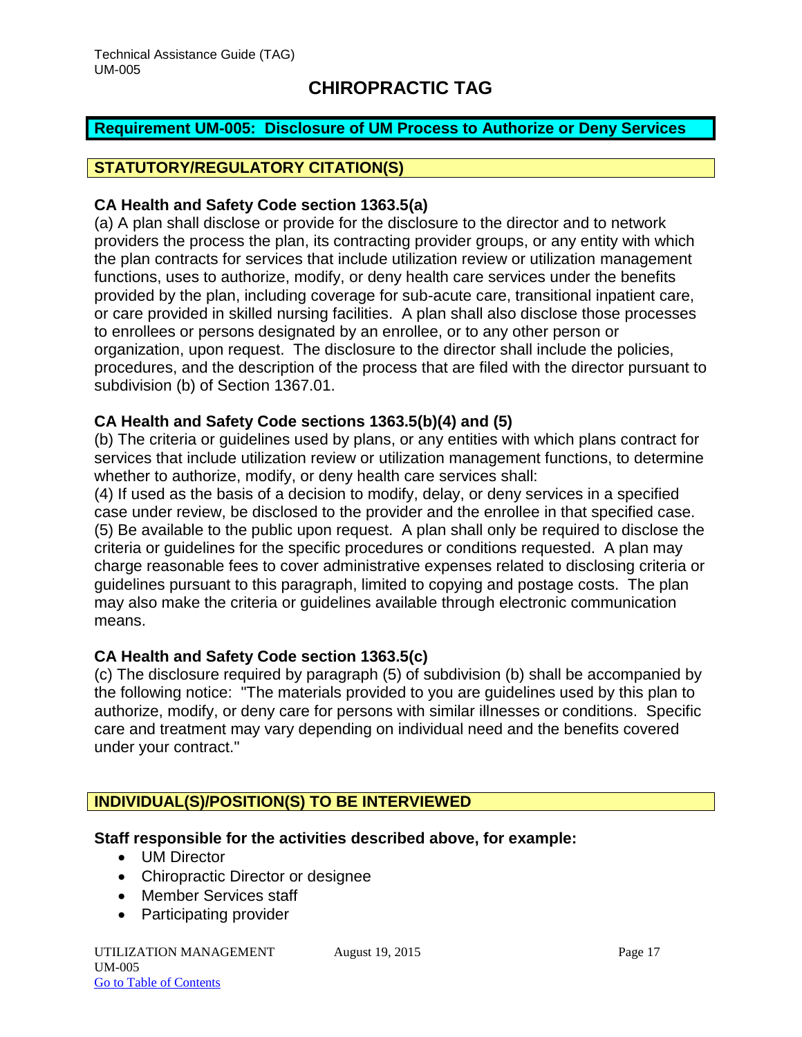# CHIROPRACTIC TAG

## Requirement UM-005: Disclosure of UM Process to Authorize or Deny Services

### STATUTORY/REGULATORY CITATION(S)

**CA Health and Safety Code section 1363.5(a)**

(a) A plan shall disclose or provide for the disclosure to the director and to network providers the process the plan, its contracting provider groups, or any entity with which the plan contracts for services that include utilization review or utilization management functions, uses to authorize, modify, or deny health care services under the benefits provided by the plan, including coverage for sub-acute care, transitional inpatient care, or care provided in skilled nursing facilities. A plan shall also disclose those processes to enrollees or persons designated by an enrollee, or to any other person or organization, upon request. The disclosure to the director shall include the policies, procedures, and the description of the process that are filed with the director pursuant to subdivision (b) of Section 1367.01.

**CA Health and Safety Code sections 1363.5(b)(4) and (5)**

(b) The criteria or guidelines used by plans, or any entities with which plans contract for services that include utilization review or utilization management functions, to determine whether to authorize, modify, or deny health care services shall:

(4) If used as the basis of a decision to modify, delay, or deny services in a specified case under review, be disclosed to the provider and the enrollee in that specified case.

(5) Be available to the public upon request. A plan shall only be required to disclose the criteria or guidelines for the specific procedures or conditions requested. A plan may charge reasonable fees to cover administrative expenses related to disclosing criteria or guidelines pursuant to this paragraph, limited to copying and postage costs. The plan may also make the criteria or guidelines available through electronic communication means.

**CA Health and Safety Code section 1363.5(c)**

(c) The disclosure required by paragraph (5) of subdivision (b) shall be accompanied by the following notice: "The materials provided to you are guidelines used by this plan to authorize, modify, or deny care for persons with similar illnesses or conditions. Specific care and treatment may vary depending on individual need and the benefits covered under your contract."

### INDIVIDUAL(S)/POSITION(S) TO BE INTERVIEWED

**Staff responsible for the activities described above, for example:**

- UM Director
- Chiropractic Director or designee
- Member Services staff
- Participating provider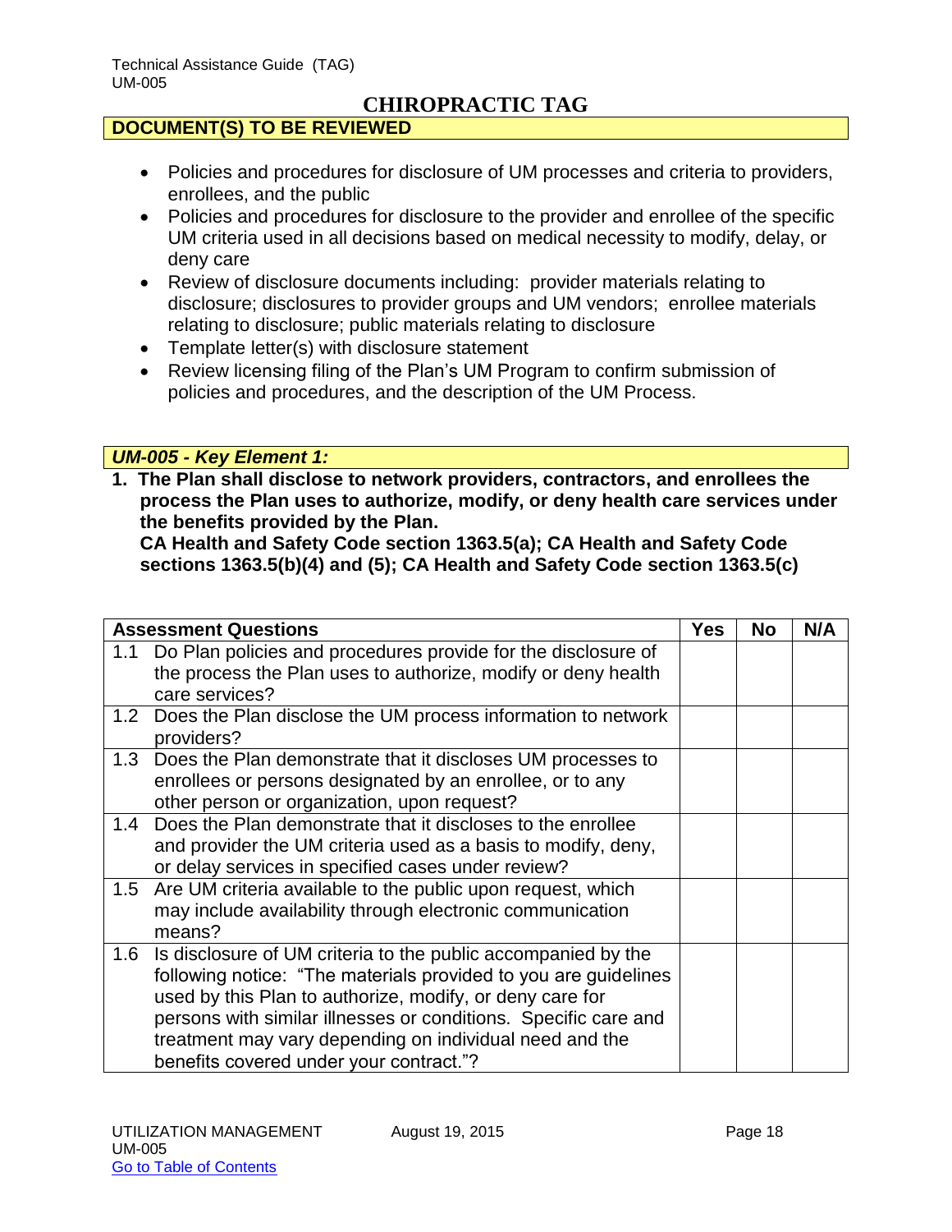# CHIROPRACTIC TAG

## DOCUMENT(S) TO BE REVIEWED

- Policies and procedures for disclosure of UM processes and criteria to providers, enrollees, and the public
- Policies and procedures for disclosure to the provider and enrollee of the specific UM criteria used in all decisions based on medical necessity to modify, delay, or deny care
- Review of disclosure documents including: provider materials relating to disclosure; disclosures to provider groups and UM vendors; enrollee materials relating to disclosure; public materials relating to disclosure
- Template letter(s) with disclosure statement
- Review licensing filing of the Plan's UM Program to confirm submission of policies and procedures, and the description of the UM Process.

## *UM-005 - Key Element 1:*

**1. The Plan shall disclose to network providers, contractors, and enrollees the process the Plan uses to authorize, modify, or deny health care services under the benefits provided by the Plan.**
**CA Health and Safety Code section 1363.5(a); CA Health and Safety Code sections 1363.5(b)(4) and (5); CA Health and Safety Code section 1363.5(c)**

| Assessment Questions | Yes | No | N/A |
|---|---|---|---|
| 1.1 Do Plan policies and procedures provide for the disclosure of the process the Plan uses to authorize, modify or deny health care services? | | | |
| 1.2 Does the Plan disclose the UM process information to network providers? | | | |
| 1.3 Does the Plan demonstrate that it discloses UM processes to enrollees or persons designated by an enrollee, or to any other person or organization, upon request? | | | |
| 1.4 Does the Plan demonstrate that it discloses to the enrollee and provider the UM criteria used as a basis to modify, deny, or delay services in specified cases under review? | | | |
| 1.5 Are UM criteria available to the public upon request, which may include availability through electronic communication means? | | | |
| 1.6 Is disclosure of UM criteria to the public accompanied by the following notice: "The materials provided to you are guidelines used by this Plan to authorize, modify, or deny care for persons with similar illnesses or conditions. Specific care and treatment may vary depending on individual need and the benefits covered under your contract."? | | | |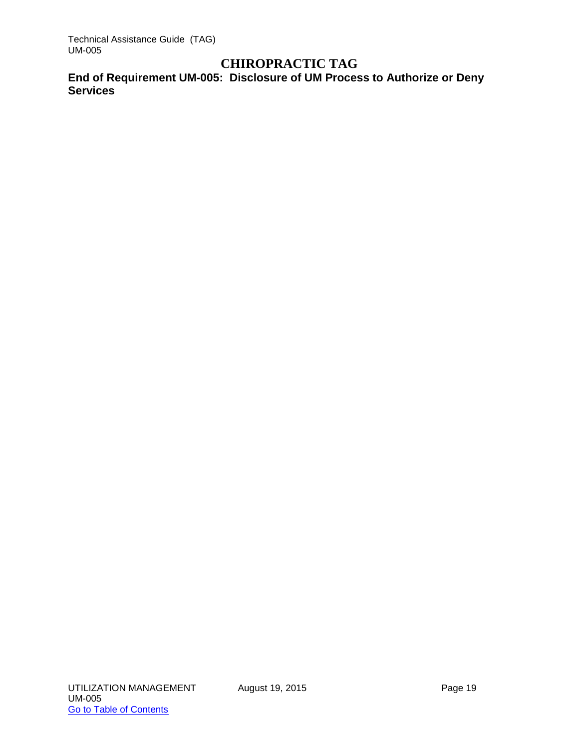# CHIROPRACTIC TAG

**End of Requirement UM-005: Disclosure of UM Process to Authorize or Deny Services**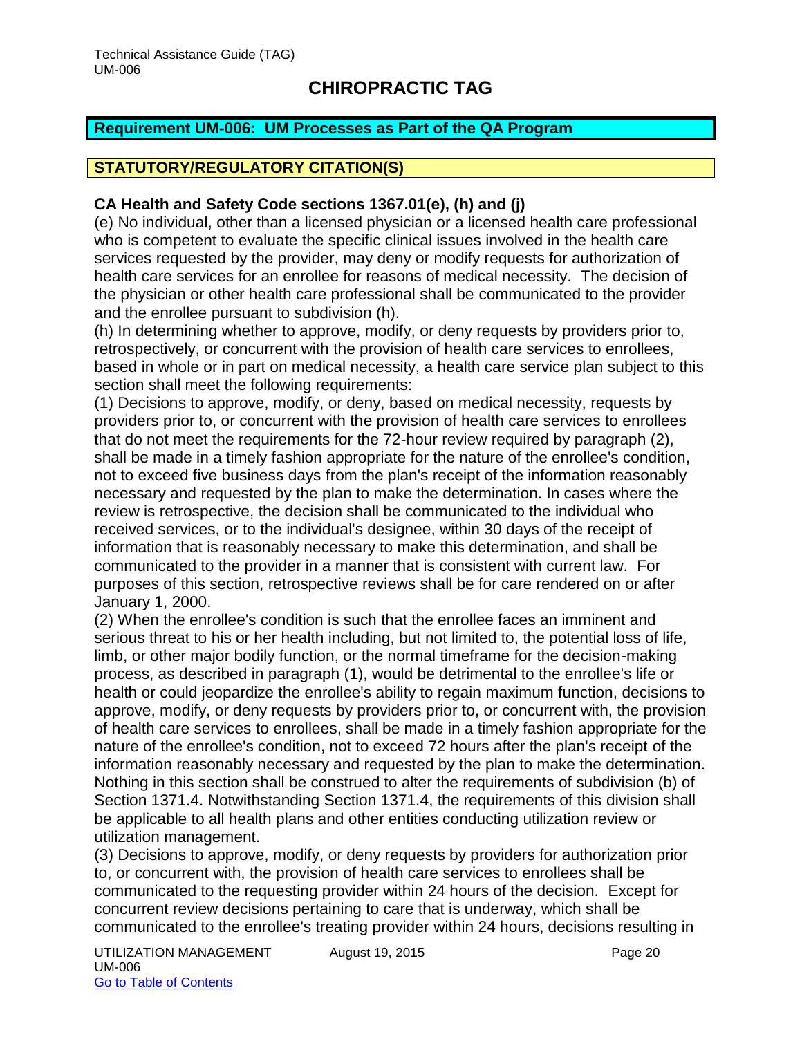Technical Assistance Guide (TAG)
UM-006

# CHIROPRACTIC TAG

## Requirement UM-006: UM Processes as Part of the QA Program

### STATUTORY/REGULATORY CITATION(S)

**CA Health and Safety Code sections 1367.01(e), (h) and (j)**

(e) No individual, other than a licensed physician or a licensed health care professional who is competent to evaluate the specific clinical issues involved in the health care services requested by the provider, may deny or modify requests for authorization of health care services for an enrollee for reasons of medical necessity. The decision of the physician or other health care professional shall be communicated to the provider and the enrollee pursuant to subdivision (h).

(h) In determining whether to approve, modify, or deny requests by providers prior to, retrospectively, or concurrent with the provision of health care services to enrollees, based in whole or in part on medical necessity, a health care service plan subject to this section shall meet the following requirements:

(1) Decisions to approve, modify, or deny, based on medical necessity, requests by providers prior to, or concurrent with the provision of health care services to enrollees that do not meet the requirements for the 72-hour review required by paragraph (2), shall be made in a timely fashion appropriate for the nature of the enrollee's condition, not to exceed five business days from the plan's receipt of the information reasonably necessary and requested by the plan to make the determination. In cases where the review is retrospective, the decision shall be communicated to the individual who received services, or to the individual's designee, within 30 days of the receipt of information that is reasonably necessary to make this determination, and shall be communicated to the provider in a manner that is consistent with current law. For purposes of this section, retrospective reviews shall be for care rendered on or after January 1, 2000.

(2) When the enrollee's condition is such that the enrollee faces an imminent and serious threat to his or her health including, but not limited to, the potential loss of life, limb, or other major bodily function, or the normal timeframe for the decision-making process, as described in paragraph (1), would be detrimental to the enrollee's life or health or could jeopardize the enrollee's ability to regain maximum function, decisions to approve, modify, or deny requests by providers prior to, or concurrent with, the provision of health care services to enrollees, shall be made in a timely fashion appropriate for the nature of the enrollee's condition, not to exceed 72 hours after the plan's receipt of the information reasonably necessary and requested by the plan to make the determination. Nothing in this section shall be construed to alter the requirements of subdivision (b) of Section 1371.4. Notwithstanding Section 1371.4, the requirements of this division shall be applicable to all health plans and other entities conducting utilization review or utilization management.

(3) Decisions to approve, modify, or deny requests by providers for authorization prior to, or concurrent with, the provision of health care services to enrollees shall be communicated to the requesting provider within 24 hours of the decision. Except for concurrent review decisions pertaining to care that is underway, which shall be communicated to the enrollee's treating provider within 24 hours, decisions resulting in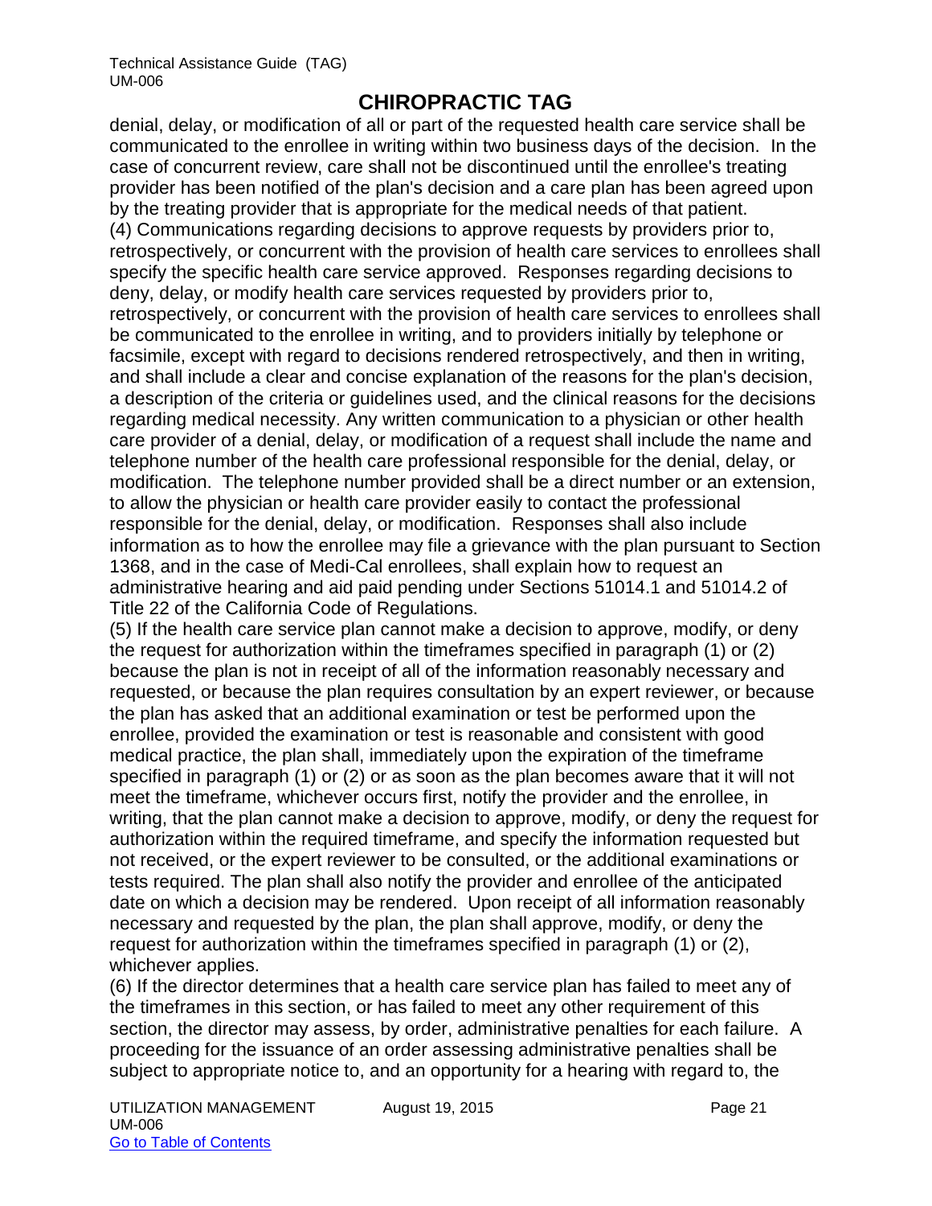denial, delay, or modification of all or part of the requested health care service shall be communicated to the enrollee in writing within two business days of the decision. In the case of concurrent review, care shall not be discontinued until the enrollee's treating provider has been notified of the plan's decision and a care plan has been agreed upon by the treating provider that is appropriate for the medical needs of that patient.

(4) Communications regarding decisions to approve requests by providers prior to, retrospectively, or concurrent with the provision of health care services to enrollees shall specify the specific health care service approved. Responses regarding decisions to deny, delay, or modify health care services requested by providers prior to, retrospectively, or concurrent with the provision of health care services to enrollees shall be communicated to the enrollee in writing, and to providers initially by telephone or facsimile, except with regard to decisions rendered retrospectively, and then in writing, and shall include a clear and concise explanation of the reasons for the plan's decision, a description of the criteria or guidelines used, and the clinical reasons for the decisions regarding medical necessity. Any written communication to a physician or other health care provider of a denial, delay, or modification of a request shall include the name and telephone number of the health care professional responsible for the denial, delay, or modification. The telephone number provided shall be a direct number or an extension, to allow the physician or health care provider easily to contact the professional responsible for the denial, delay, or modification. Responses shall also include information as to how the enrollee may file a grievance with the plan pursuant to Section 1368, and in the case of Medi-Cal enrollees, shall explain how to request an administrative hearing and aid paid pending under Sections 51014.1 and 51014.2 of Title 22 of the California Code of Regulations.

(5) If the health care service plan cannot make a decision to approve, modify, or deny the request for authorization within the timeframes specified in paragraph (1) or (2) because the plan is not in receipt of all of the information reasonably necessary and requested, or because the plan requires consultation by an expert reviewer, or because the plan has asked that an additional examination or test be performed upon the enrollee, provided the examination or test is reasonable and consistent with good medical practice, the plan shall, immediately upon the expiration of the timeframe specified in paragraph (1) or (2) or as soon as the plan becomes aware that it will not meet the timeframe, whichever occurs first, notify the provider and the enrollee, in writing, that the plan cannot make a decision to approve, modify, or deny the request for authorization within the required timeframe, and specify the information requested but not received, or the expert reviewer to be consulted, or the additional examinations or tests required. The plan shall also notify the provider and enrollee of the anticipated date on which a decision may be rendered. Upon receipt of all information reasonably necessary and requested by the plan, the plan shall approve, modify, or deny the request for authorization within the timeframes specified in paragraph (1) or (2), whichever applies.

(6) If the director determines that a health care service plan has failed to meet any of the timeframes in this section, or has failed to meet any other requirement of this section, the director may assess, by order, administrative penalties for each failure. A proceeding for the issuance of an order assessing administrative penalties shall be subject to appropriate notice to, and an opportunity for a hearing with regard to, the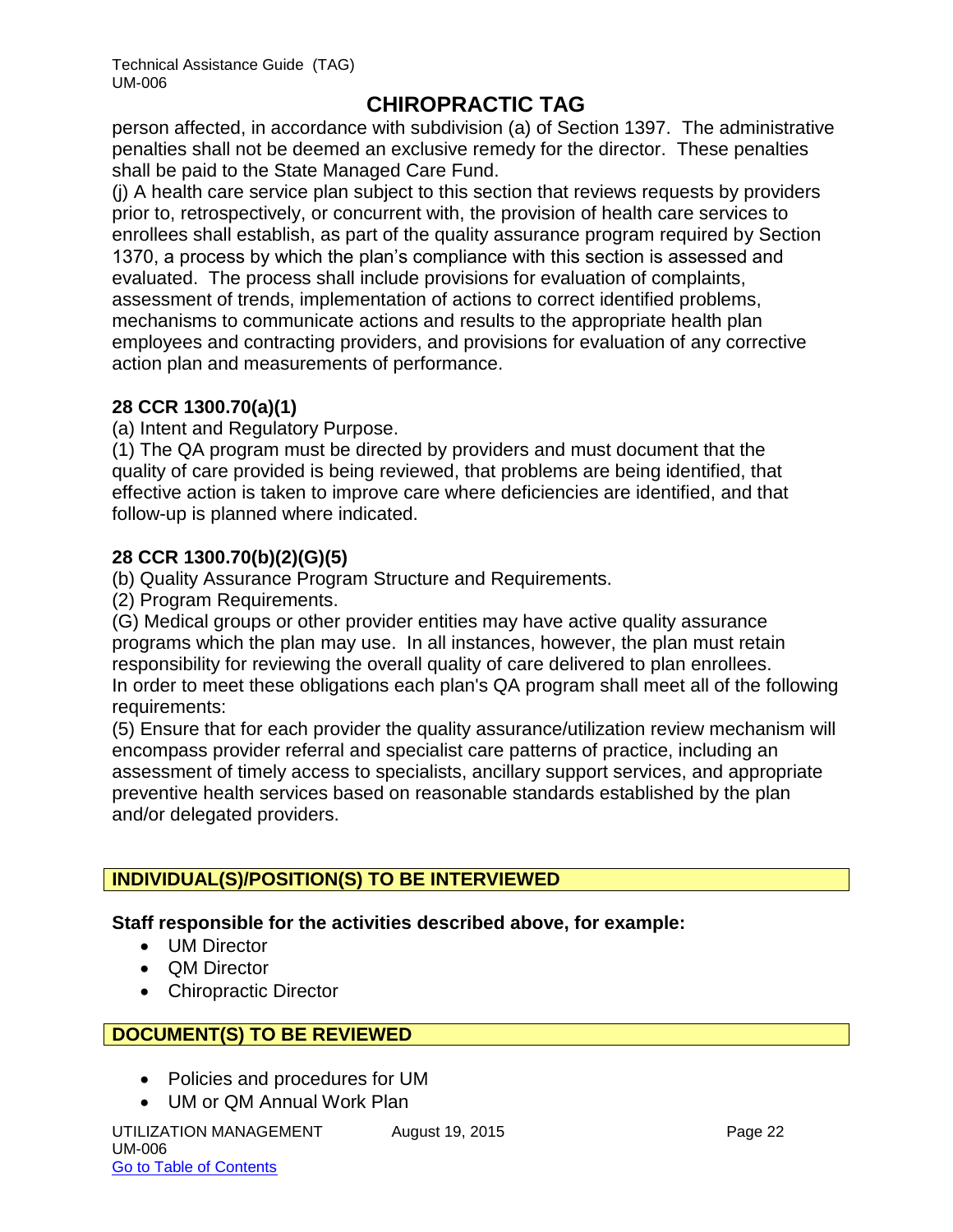person affected, in accordance with subdivision (a) of Section 1397. The administrative penalties shall not be deemed an exclusive remedy for the director. These penalties shall be paid to the State Managed Care Fund.

(j) A health care service plan subject to this section that reviews requests by providers prior to, retrospectively, or concurrent with, the provision of health care services to enrollees shall establish, as part of the quality assurance program required by Section 1370, a process by which the plan's compliance with this section is assessed and evaluated. The process shall include provisions for evaluation of complaints, assessment of trends, implementation of actions to correct identified problems, mechanisms to communicate actions and results to the appropriate health plan employees and contracting providers, and provisions for evaluation of any corrective action plan and measurements of performance.

**28 CCR 1300.70(a)(1)**

(a) Intent and Regulatory Purpose.

(1) The QA program must be directed by providers and must document that the quality of care provided is being reviewed, that problems are being identified, that effective action is taken to improve care where deficiencies are identified, and that follow-up is planned where indicated.

**28 CCR 1300.70(b)(2)(G)(5)**

(b) Quality Assurance Program Structure and Requirements.

(2) Program Requirements.

(G) Medical groups or other provider entities may have active quality assurance programs which the plan may use. In all instances, however, the plan must retain responsibility for reviewing the overall quality of care delivered to plan enrollees. In order to meet these obligations each plan's QA program shall meet all of the following requirements:

(5) Ensure that for each provider the quality assurance/utilization review mechanism will encompass provider referral and specialist care patterns of practice, including an assessment of timely access to specialists, ancillary support services, and appropriate preventive health services based on reasonable standards established by the plan and/or delegated providers.

## INDIVIDUAL(S)/POSITION(S) TO BE INTERVIEWED

**Staff responsible for the activities described above, for example:**

- UM Director
- QM Director
- Chiropractic Director

## DOCUMENT(S) TO BE REVIEWED

- Policies and procedures for UM
- UM or QM Annual Work Plan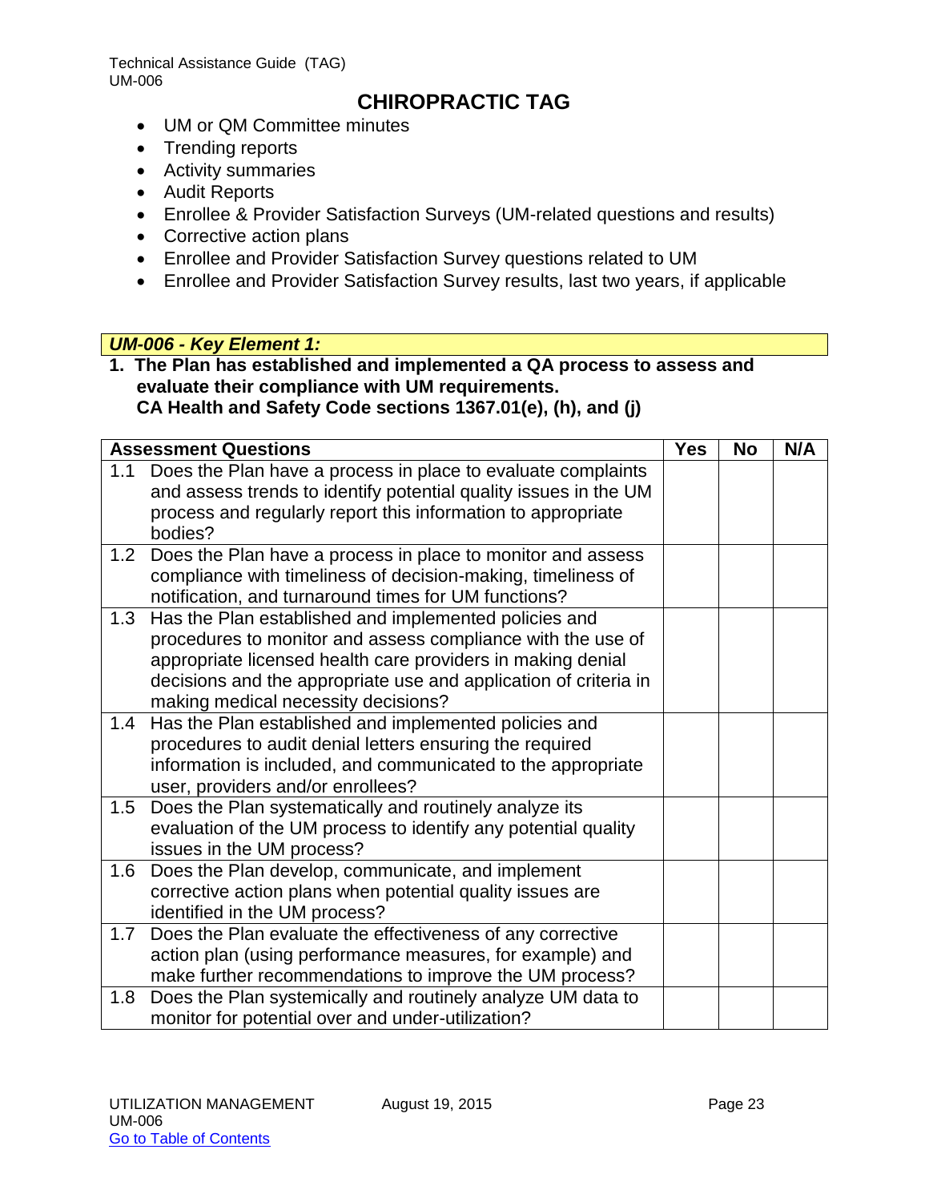# CHIROPRACTIC TAG

- UM or QM Committee minutes
- Trending reports
- Activity summaries
- Audit Reports
- Enrollee & Provider Satisfaction Surveys (UM-related questions and results)
- Corrective action plans
- Enrollee and Provider Satisfaction Survey questions related to UM
- Enrollee and Provider Satisfaction Survey results, last two years, if applicable

### *UM-006 - Key Element 1:*

**1. The Plan has established and implemented a QA process to assess and evaluate their compliance with UM requirements.**
**CA Health and Safety Code sections 1367.01(e), (h), and (j)**

| Assessment Questions | Yes | No | N/A |
|---|---|---|---|
| 1.1 Does the Plan have a process in place to evaluate complaints and assess trends to identify potential quality issues in the UM process and regularly report this information to appropriate bodies? | | | |
| 1.2 Does the Plan have a process in place to monitor and assess compliance with timeliness of decision-making, timeliness of notification, and turnaround times for UM functions? | | | |
| 1.3 Has the Plan established and implemented policies and procedures to monitor and assess compliance with the use of appropriate licensed health care providers in making denial decisions and the appropriate use and application of criteria in making medical necessity decisions? | | | |
| 1.4 Has the Plan established and implemented policies and procedures to audit denial letters ensuring the required information is included, and communicated to the appropriate user, providers and/or enrollees? | | | |
| 1.5 Does the Plan systematically and routinely analyze its evaluation of the UM process to identify any potential quality issues in the UM process? | | | |
| 1.6 Does the Plan develop, communicate, and implement corrective action plans when potential quality issues are identified in the UM process? | | | |
| 1.7 Does the Plan evaluate the effectiveness of any corrective action plan (using performance measures, for example) and make further recommendations to improve the UM process? | | | |
| 1.8 Does the Plan systemically and routinely analyze UM data to monitor for potential over and under-utilization? | | | |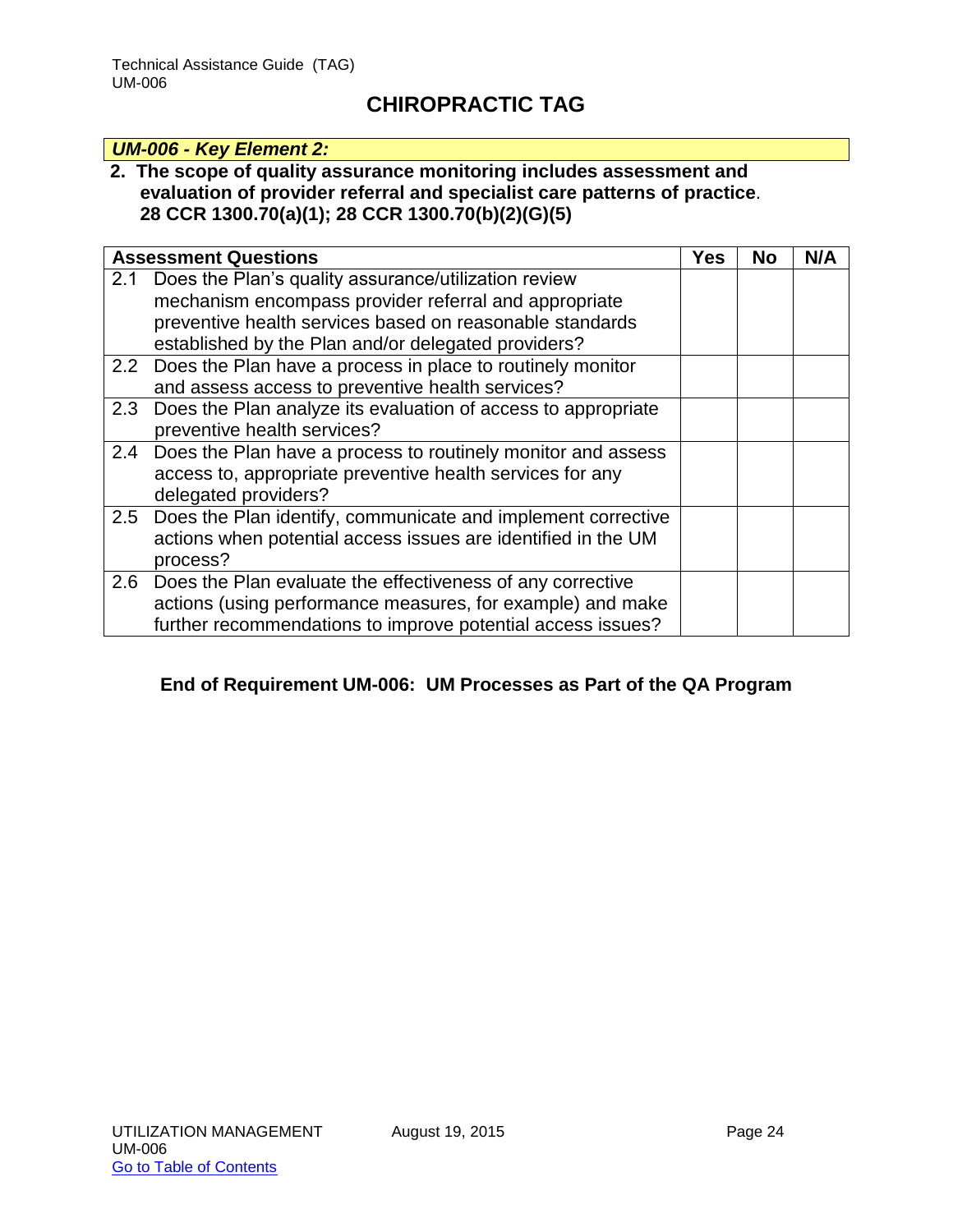# CHIROPRACTIC TAG

***UM-006 - Key Element 2:***

**2. The scope of quality assurance monitoring includes assessment and evaluation of provider referral and specialist care patterns of practice. 28 CCR 1300.70(a)(1); 28 CCR 1300.70(b)(2)(G)(5)**

| Assessment Questions | Yes | No | N/A |
|---|---|---|---|
| 2.1 Does the Plan's quality assurance/utilization review mechanism encompass provider referral and appropriate preventive health services based on reasonable standards established by the Plan and/or delegated providers? | | | |
| 2.2 Does the Plan have a process in place to routinely monitor and assess access to preventive health services? | | | |
| 2.3 Does the Plan analyze its evaluation of access to appropriate preventive health services? | | | |
| 2.4 Does the Plan have a process to routinely monitor and assess access to, appropriate preventive health services for any delegated providers? | | | |
| 2.5 Does the Plan identify, communicate and implement corrective actions when potential access issues are identified in the UM process? | | | |
| 2.6 Does the Plan evaluate the effectiveness of any corrective actions (using performance measures, for example) and make further recommendations to improve potential access issues? | | | |

**End of Requirement UM-006: UM Processes as Part of the QA Program**